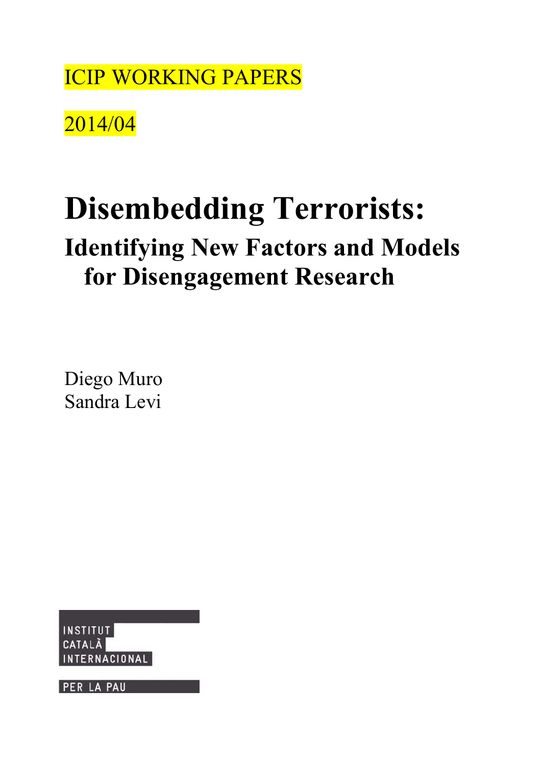ICIP WORKING PAPERS

2014/04

# Disembedding Terrorists:

## Identifying New Factors and Models for Disengagement Research

Diego Muro
Sandra Levi

INSTITUT CATALÀ INTERNACIONAL PER LA PAU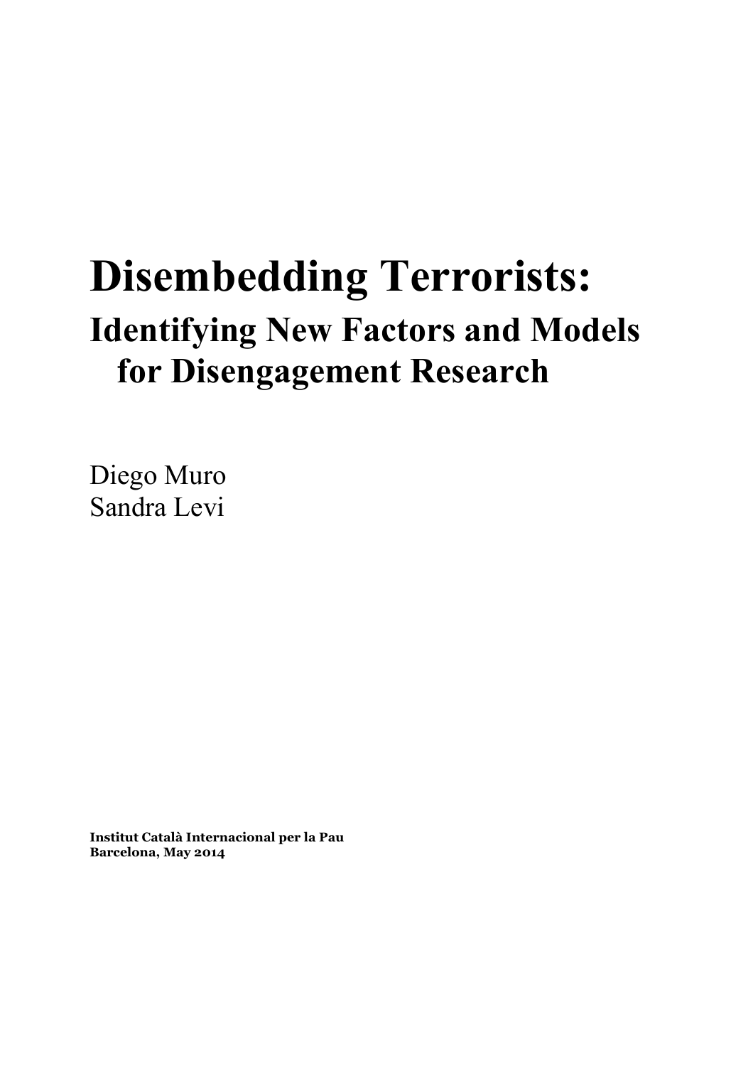# Disembedding Terrorists:

## Identifying New Factors and Models for Disengagement Research

Diego Muro
Sandra Levi

**Institut Català Internacional per la Pau**
**Barcelona, May 2014**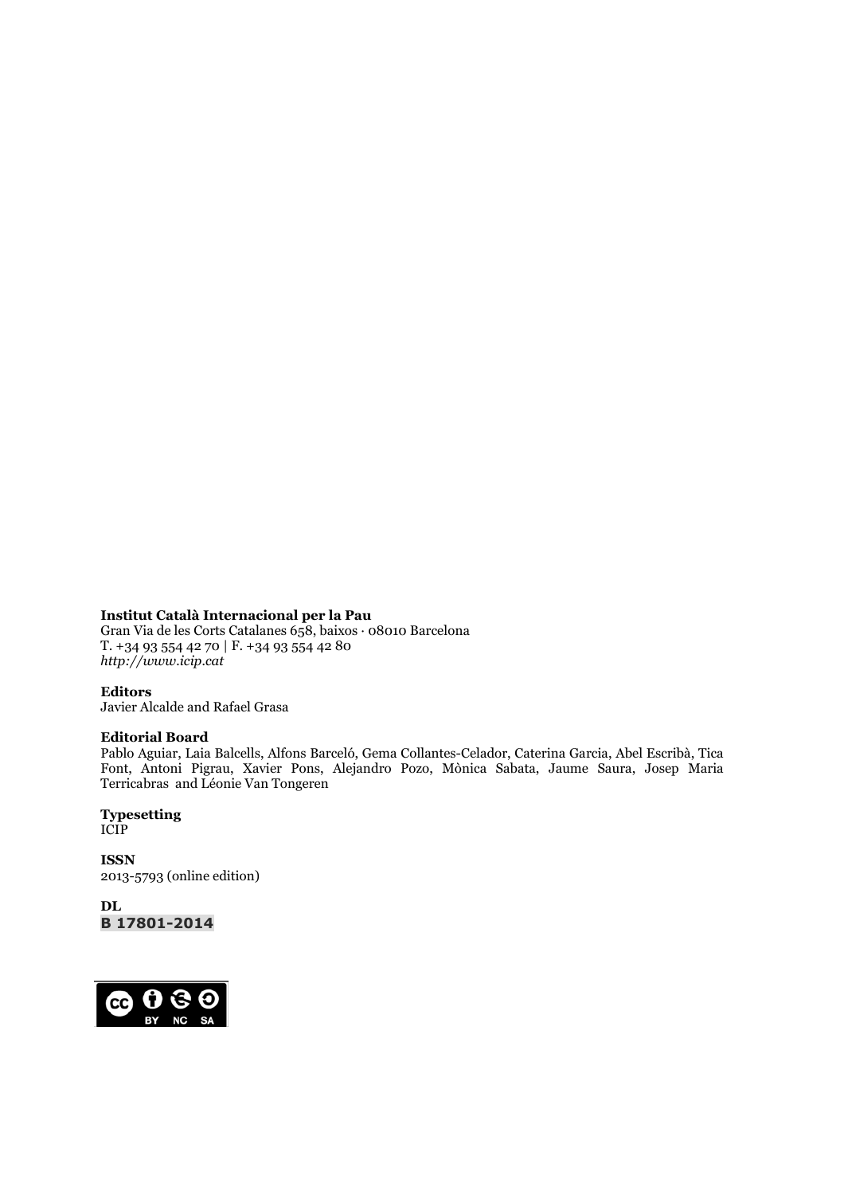**Institut Català Internacional per la Pau**
Gran Via de les Corts Catalanes 658, baixos · 08010 Barcelona
T. +34 93 554 42 70 | F. +34 93 554 42 80
*http://www.icip.cat*

**Editors**
Javier Alcalde and Rafael Grasa

**Editorial Board**
Pablo Aguiar, Laia Balcells, Alfons Barceló, Gema Collantes-Celador, Caterina Garcia, Abel Escribà, Tica Font, Antoni Pigrau, Xavier Pons, Alejandro Pozo, Mònica Sabata, Jaume Saura, Josep Maria Terricabras and Léonie Van Tongeren

**Typesetting**
ICIP

**ISSN**
2013-5793 (online edition)

**DL**
**B 17801-2014**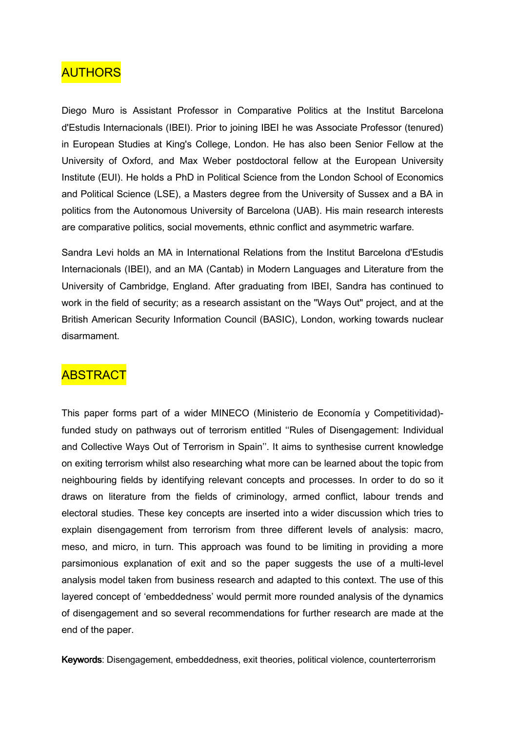## AUTHORS

Diego Muro is Assistant Professor in Comparative Politics at the Institut Barcelona d'Estudis Internacionals (IBEI). Prior to joining IBEI he was Associate Professor (tenured) in European Studies at King's College, London. He has also been Senior Fellow at the University of Oxford, and Max Weber postdoctoral fellow at the European University Institute (EUI). He holds a PhD in Political Science from the London School of Economics and Political Science (LSE), a Masters degree from the University of Sussex and a BA in politics from the Autonomous University of Barcelona (UAB). His main research interests are comparative politics, social movements, ethnic conflict and asymmetric warfare.

Sandra Levi holds an MA in International Relations from the Institut Barcelona d'Estudis Internacionals (IBEI), and an MA (Cantab) in Modern Languages and Literature from the University of Cambridge, England. After graduating from IBEI, Sandra has continued to work in the field of security; as a research assistant on the "Ways Out" project, and at the British American Security Information Council (BASIC), London, working towards nuclear disarmament.

## ABSTRACT

This paper forms part of a wider MINECO (Ministerio de Economía y Competitividad)-funded study on pathways out of terrorism entitled ''Rules of Disengagement: Individual and Collective Ways Out of Terrorism in Spain''. It aims to synthesise current knowledge on exiting terrorism whilst also researching what more can be learned about the topic from neighbouring fields by identifying relevant concepts and processes. In order to do so it draws on literature from the fields of criminology, armed conflict, labour trends and electoral studies. These key concepts are inserted into a wider discussion which tries to explain disengagement from terrorism from three different levels of analysis: macro, meso, and micro, in turn. This approach was found to be limiting in providing a more parsimonious explanation of exit and so the paper suggests the use of a multi-level analysis model taken from business research and adapted to this context. The use of this layered concept of 'embeddedness' would permit more rounded analysis of the dynamics of disengagement and so several recommendations for further research are made at the end of the paper.

**Keywords**: Disengagement, embeddedness, exit theories, political violence, counterterrorism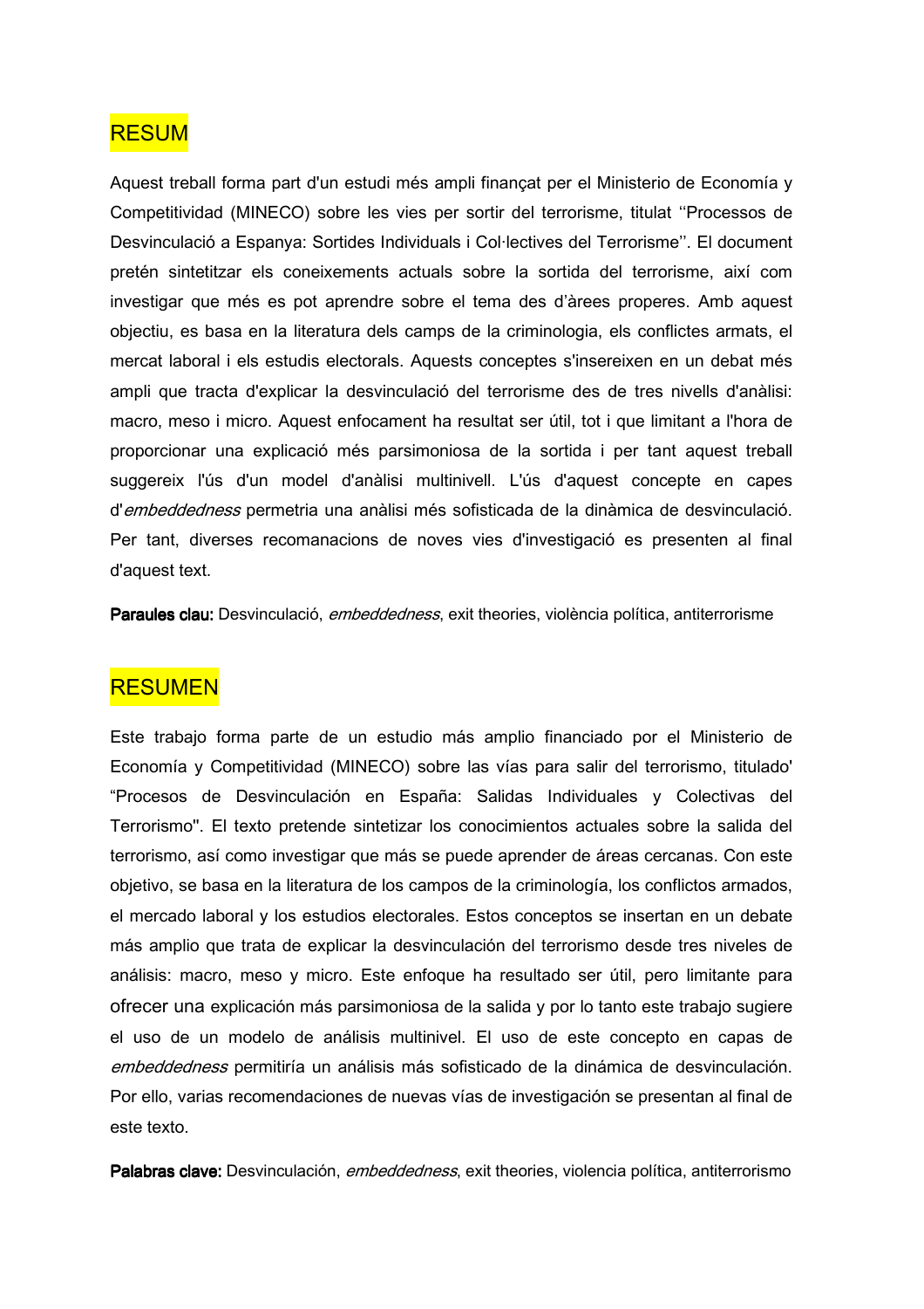## RESUM

Aquest treball forma part d'un estudi més ampli finançat per el Ministerio de Economía y Competitividad (MINECO) sobre les vies per sortir del terrorisme, titulat ‘‘Processos de Desvinculació a Espanya: Sortides Individuals i Col·lectives del Terrorisme’’. El document pretén sintetitzar els coneixements actuals sobre la sortida del terrorisme, així com investigar que més es pot aprendre sobre el tema des d’àrees properes. Amb aquest objectiu, es basa en la literatura dels camps de la criminologia, els conflictes armats, el mercat laboral i els estudis electorals. Aquests conceptes s'insereixen en un debat més ampli que tracta d'explicar la desvinculació del terrorisme des de tres nivells d'anàlisi: macro, meso i micro. Aquest enfocament ha resultat ser útil, tot i que limitant a l'hora de proporcionar una explicació més parsimoniosa de la sortida i per tant aquest treball suggereix l'ús d'un model d'anàlisi multinivell. L'ús d'aquest concepte en capes d'*embeddedness* permetria una anàlisi més sofisticada de la dinàmica de desvinculació. Per tant, diverses recomanacions de noves vies d'investigació es presenten al final d'aquest text.

**Paraules clau:** Desvinculació, *embeddedness*, exit theories, violència política, antiterrorisme

## RESUMEN

Este trabajo forma parte de un estudio más amplio financiado por el Ministerio de Economía y Competitividad (MINECO) sobre las vías para salir del terrorismo, titulado' “Procesos de Desvinculación en España: Salidas Individuales y Colectivas del Terrorismo''. El texto pretende sintetizar los conocimientos actuales sobre la salida del terrorismo, así como investigar que más se puede aprender de áreas cercanas. Con este objetivo, se basa en la literatura de los campos de la criminología, los conflictos armados, el mercado laboral y los estudios electorales. Estos conceptos se insertan en un debate más amplio que trata de explicar la desvinculación del terrorismo desde tres niveles de análisis: macro, meso y micro. Este enfoque ha resultado ser útil, pero limitante para ofrecer una explicación más parsimoniosa de la salida y por lo tanto este trabajo sugiere el uso de un modelo de análisis multinivel. El uso de este concepto en capas de *embeddedness* permitiría un análisis más sofisticado de la dinámica de desvinculación. Por ello, varias recomendaciones de nuevas vías de investigación se presentan al final de este texto.

**Palabras clave:** Desvinculación, *embeddedness*, exit theories, violencia política, antiterrorismo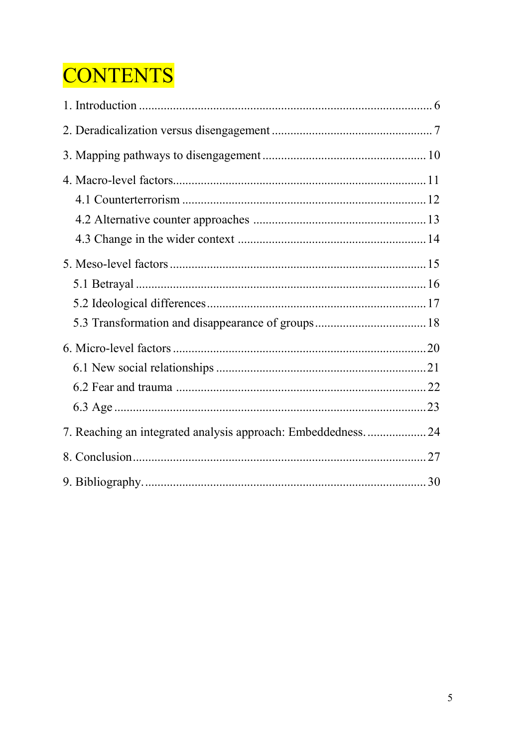# CONTENTS

1. Introduction ............................................................................................. 6

2. Deradicalization versus disengagement ................................................... 7

3. Mapping pathways to disengagement ..................................................... 10

4. Macro-level factors.................................................................................. 11
   - 4.1 Counterterrorism .............................................................................. 12
   - 4.2 Alternative counter approaches ........................................................ 13
   - 4.3 Change in the wider context ............................................................ 14

5. Meso-level factors ................................................................................... 15
   - 5.1 Betrayal ............................................................................................. 16
   - 5.2 Ideological differences ...................................................................... 17
   - 5.3 Transformation and disappearance of groups .................................... 18

6. Micro-level factors .................................................................................. 20
   - 6.1 New social relationships .................................................................... 21
   - 6.2 Fear and trauma ................................................................................ 22
   - 6.3 Age .................................................................................................... 23

7. Reaching an integrated analysis approach: Embeddedness. .................. 24

8. Conclusion ............................................................................................... 27

9. Bibliography. ........................................................................................... 30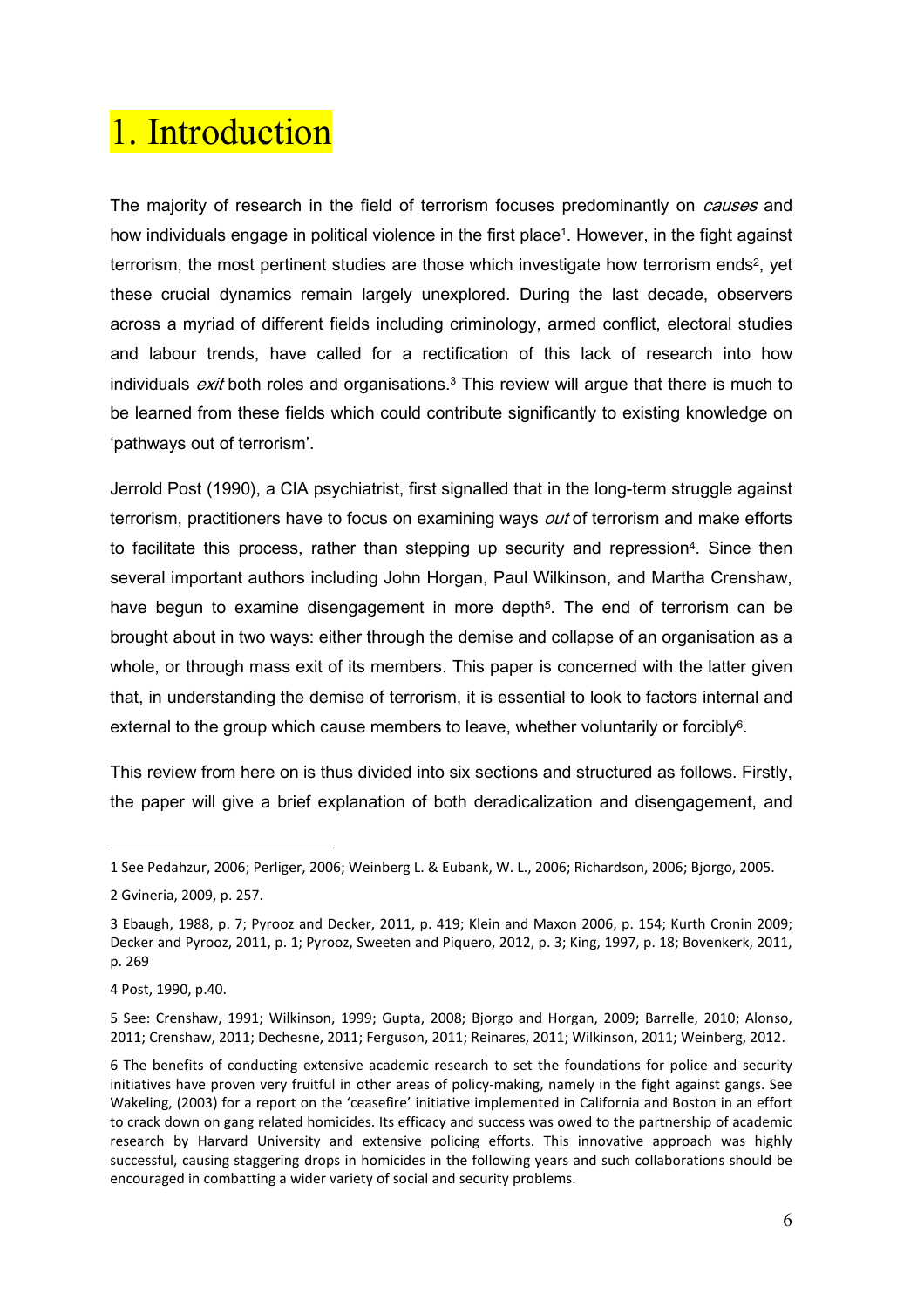# 1. Introduction

The majority of research in the field of terrorism focuses predominantly on *causes* and how individuals engage in political violence in the first place[1]. However, in the fight against terrorism, the most pertinent studies are those which investigate how terrorism ends[2], yet these crucial dynamics remain largely unexplored. During the last decade, observers across a myriad of different fields including criminology, armed conflict, electoral studies and labour trends, have called for a rectification of this lack of research into how individuals *exit* both roles and organisations.[3] This review will argue that there is much to be learned from these fields which could contribute significantly to existing knowledge on 'pathways out of terrorism'.

Jerrold Post (1990), a CIA psychiatrist, first signalled that in the long-term struggle against terrorism, practitioners have to focus on examining ways *out* of terrorism and make efforts to facilitate this process, rather than stepping up security and repression[4]. Since then several important authors including John Horgan, Paul Wilkinson, and Martha Crenshaw, have begun to examine disengagement in more depth[5]. The end of terrorism can be brought about in two ways: either through the demise and collapse of an organisation as a whole, or through mass exit of its members. This paper is concerned with the latter given that, in understanding the demise of terrorism, it is essential to look to factors internal and external to the group which cause members to leave, whether voluntarily or forcibly[6].

This review from here on is thus divided into six sections and structured as follows. Firstly, the paper will give a brief explanation of both deradicalization and disengagement, and

---

1 See Pedahzur, 2006; Perliger, 2006; Weinberg L. & Eubank, W. L., 2006; Richardson, 2006; Bjorgo, 2005.

2 Gvineria, 2009, p. 257.

3 Ebaugh, 1988, p. 7; Pyrooz and Decker, 2011, p. 419; Klein and Maxon 2006, p. 154; Kurth Cronin 2009; Decker and Pyrooz, 2011, p. 1; Pyrooz, Sweeten and Piquero, 2012, p. 3; King, 1997, p. 18; Bovenkerk, 2011, p. 269

4 Post, 1990, p.40.

5 See: Crenshaw, 1991; Wilkinson, 1999; Gupta, 2008; Bjorgo and Horgan, 2009; Barrelle, 2010; Alonso, 2011; Crenshaw, 2011; Dechesne, 2011; Ferguson, 2011; Reinares, 2011; Wilkinson, 2011; Weinberg, 2012.

6 The benefits of conducting extensive academic research to set the foundations for police and security initiatives have proven very fruitful in other areas of policy-making, namely in the fight against gangs. See Wakeling, (2003) for a report on the 'ceasefire' initiative implemented in California and Boston in an effort to crack down on gang related homicides. Its efficacy and success was owed to the partnership of academic research by Harvard University and extensive policing efforts. This innovative approach was highly successful, causing staggering drops in homicides in the following years and such collaborations should be encouraged in combatting a wider variety of social and security problems.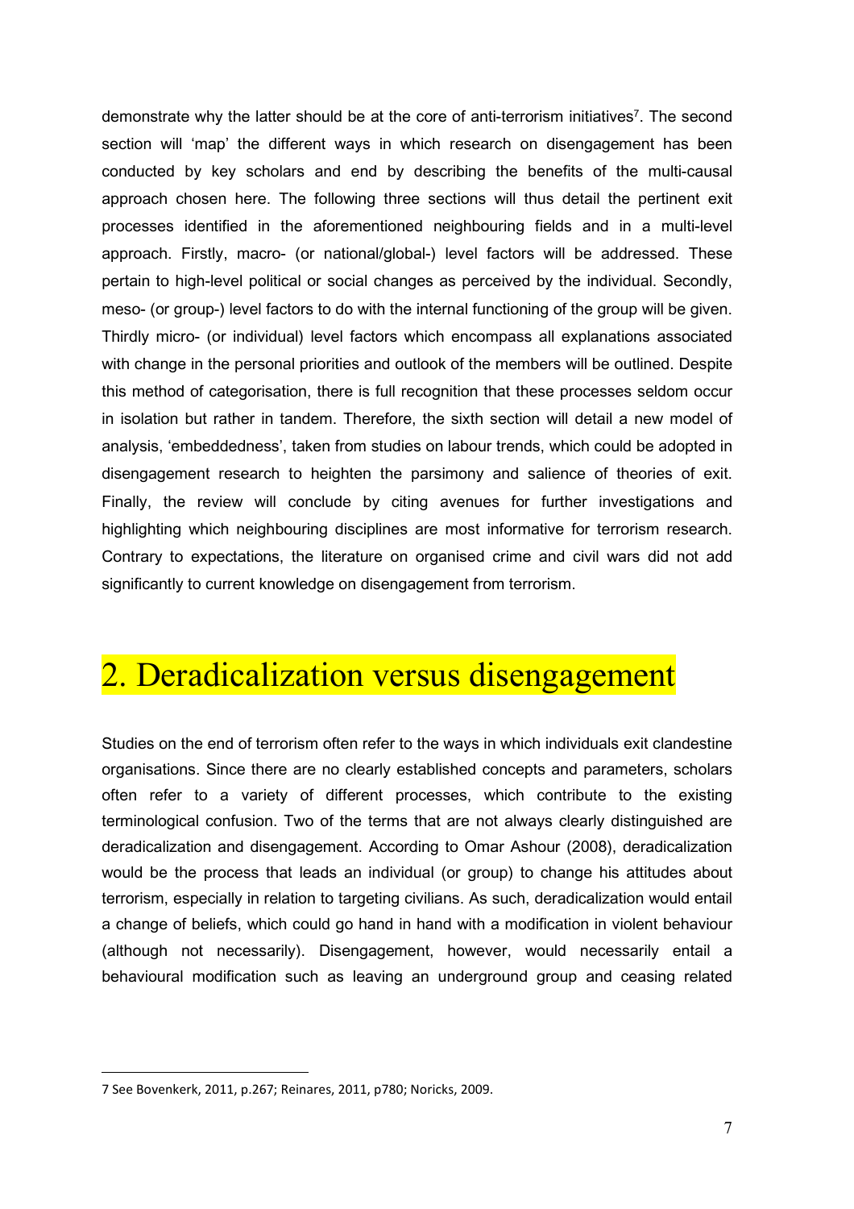demonstrate why the latter should be at the core of anti-terrorism initiatives[7]. The second section will 'map' the different ways in which research on disengagement has been conducted by key scholars and end by describing the benefits of the multi-causal approach chosen here. The following three sections will thus detail the pertinent exit processes identified in the aforementioned neighbouring fields and in a multi-level approach. Firstly, macro- (or national/global-) level factors will be addressed. These pertain to high-level political or social changes as perceived by the individual. Secondly, meso- (or group-) level factors to do with the internal functioning of the group will be given. Thirdly micro- (or individual) level factors which encompass all explanations associated with change in the personal priorities and outlook of the members will be outlined. Despite this method of categorisation, there is full recognition that these processes seldom occur in isolation but rather in tandem. Therefore, the sixth section will detail a new model of analysis, 'embeddedness', taken from studies on labour trends, which could be adopted in disengagement research to heighten the parsimony and salience of theories of exit. Finally, the review will conclude by citing avenues for further investigations and highlighting which neighbouring disciplines are most informative for terrorism research. Contrary to expectations, the literature on organised crime and civil wars did not add significantly to current knowledge on disengagement from terrorism.

# 2. Deradicalization versus disengagement

Studies on the end of terrorism often refer to the ways in which individuals exit clandestine organisations. Since there are no clearly established concepts and parameters, scholars often refer to a variety of different processes, which contribute to the existing terminological confusion. Two of the terms that are not always clearly distinguished are deradicalization and disengagement. According to Omar Ashour (2008), deradicalization would be the process that leads an individual (or group) to change his attitudes about terrorism, especially in relation to targeting civilians. As such, deradicalization would entail a change of beliefs, which could go hand in hand with a modification in violent behaviour (although not necessarily). Disengagement, however, would necessarily entail a behavioural modification such as leaving an underground group and ceasing related

---

7 See Bovenkerk, 2011, p.267; Reinares, 2011, p780; Noricks, 2009.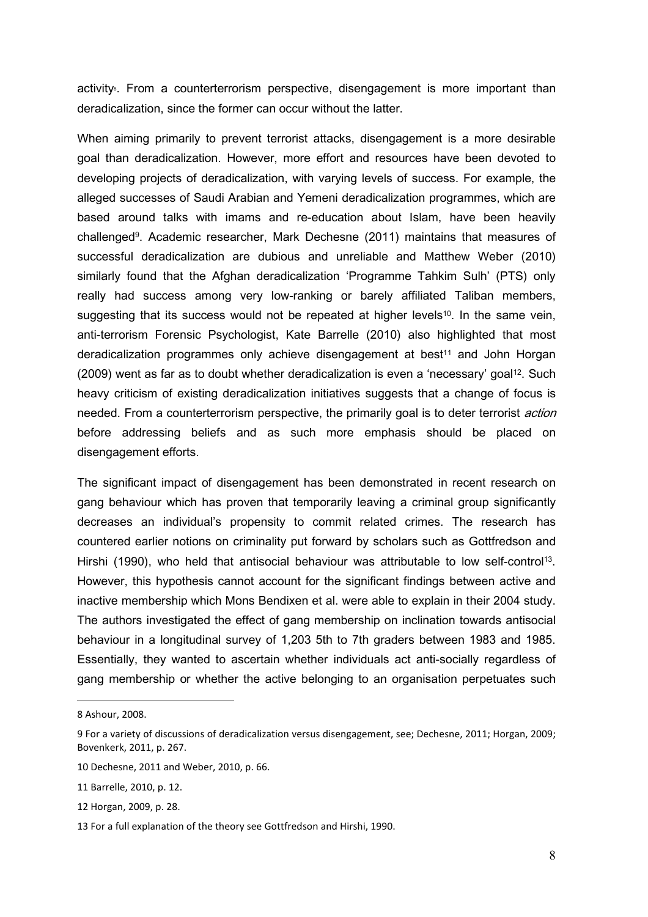activity[8]. From a counterterrorism perspective, disengagement is more important than deradicalization, since the former can occur without the latter.

When aiming primarily to prevent terrorist attacks, disengagement is a more desirable goal than deradicalization. However, more effort and resources have been devoted to developing projects of deradicalization, with varying levels of success. For example, the alleged successes of Saudi Arabian and Yemeni deradicalization programmes, which are based around talks with imams and re-education about Islam, have been heavily challenged[9]. Academic researcher, Mark Dechesne (2011) maintains that measures of successful deradicalization are dubious and unreliable and Matthew Weber (2010) similarly found that the Afghan deradicalization 'Programme Tahkim Sulh' (PTS) only really had success among very low-ranking or barely affiliated Taliban members, suggesting that its success would not be repeated at higher levels[10]. In the same vein, anti-terrorism Forensic Psychologist, Kate Barrelle (2010) also highlighted that most deradicalization programmes only achieve disengagement at best[11] and John Horgan (2009) went as far as to doubt whether deradicalization is even a 'necessary' goal[12]. Such heavy criticism of existing deradicalization initiatives suggests that a change of focus is needed. From a counterterrorism perspective, the primarily goal is to deter terrorist *action* before addressing beliefs and as such more emphasis should be placed on disengagement efforts.

The significant impact of disengagement has been demonstrated in recent research on gang behaviour which has proven that temporarily leaving a criminal group significantly decreases an individual's propensity to commit related crimes. The research has countered earlier notions on criminality put forward by scholars such as Gottfredson and Hirshi (1990), who held that antisocial behaviour was attributable to low self-control[13]. However, this hypothesis cannot account for the significant findings between active and inactive membership which Mons Bendixen et al. were able to explain in their 2004 study. The authors investigated the effect of gang membership on inclination towards antisocial behaviour in a longitudinal survey of 1,203 5th to 7th graders between 1983 and 1985. Essentially, they wanted to ascertain whether individuals act anti-socially regardless of gang membership or whether the active belonging to an organisation perpetuates such

---

8 Ashour, 2008.

9 For a variety of discussions of deradicalization versus disengagement, see; Dechesne, 2011; Horgan, 2009; Bovenkerk, 2011, p. 267.

10 Dechesne, 2011 and Weber, 2010, p. 66.

11 Barrelle, 2010, p. 12.

12 Horgan, 2009, p. 28.

13 For a full explanation of the theory see Gottfredson and Hirshi, 1990.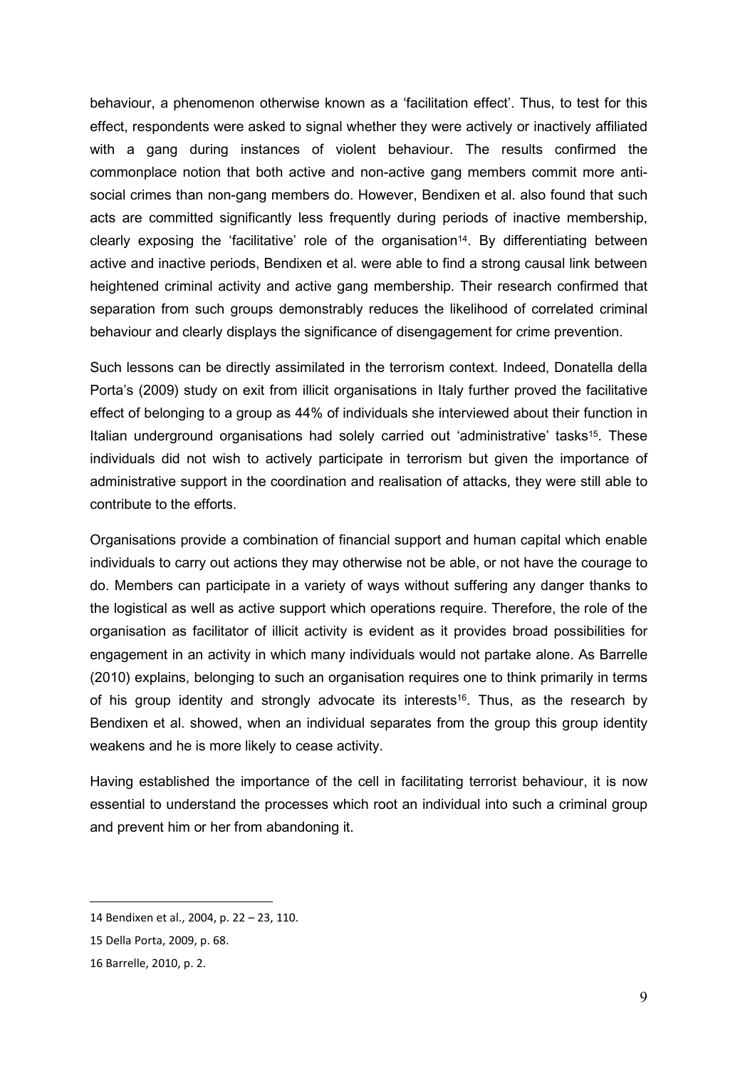behaviour, a phenomenon otherwise known as a 'facilitation effect'. Thus, to test for this effect, respondents were asked to signal whether they were actively or inactively affiliated with a gang during instances of violent behaviour. The results confirmed the commonplace notion that both active and non-active gang members commit more anti-social crimes than non-gang members do. However, Bendixen et al. also found that such acts are committed significantly less frequently during periods of inactive membership, clearly exposing the 'facilitative' role of the organisation[14]. By differentiating between active and inactive periods, Bendixen et al. were able to find a strong causal link between heightened criminal activity and active gang membership. Their research confirmed that separation from such groups demonstrably reduces the likelihood of correlated criminal behaviour and clearly displays the significance of disengagement for crime prevention.

Such lessons can be directly assimilated in the terrorism context. Indeed, Donatella della Porta's (2009) study on exit from illicit organisations in Italy further proved the facilitative effect of belonging to a group as 44% of individuals she interviewed about their function in Italian underground organisations had solely carried out 'administrative' tasks[15]. These individuals did not wish to actively participate in terrorism but given the importance of administrative support in the coordination and realisation of attacks, they were still able to contribute to the efforts.

Organisations provide a combination of financial support and human capital which enable individuals to carry out actions they may otherwise not be able, or not have the courage to do. Members can participate in a variety of ways without suffering any danger thanks to the logistical as well as active support which operations require. Therefore, the role of the organisation as facilitator of illicit activity is evident as it provides broad possibilities for engagement in an activity in which many individuals would not partake alone. As Barrelle (2010) explains, belonging to such an organisation requires one to think primarily in terms of his group identity and strongly advocate its interests[16]. Thus, as the research by Bendixen et al. showed, when an individual separates from the group this group identity weakens and he is more likely to cease activity.

Having established the importance of the cell in facilitating terrorist behaviour, it is now essential to understand the processes which root an individual into such a criminal group and prevent him or her from abandoning it.

---

14 Bendixen et al., 2004, p. 22 – 23, 110.

15 Della Porta, 2009, p. 68.

16 Barrelle, 2010, p. 2.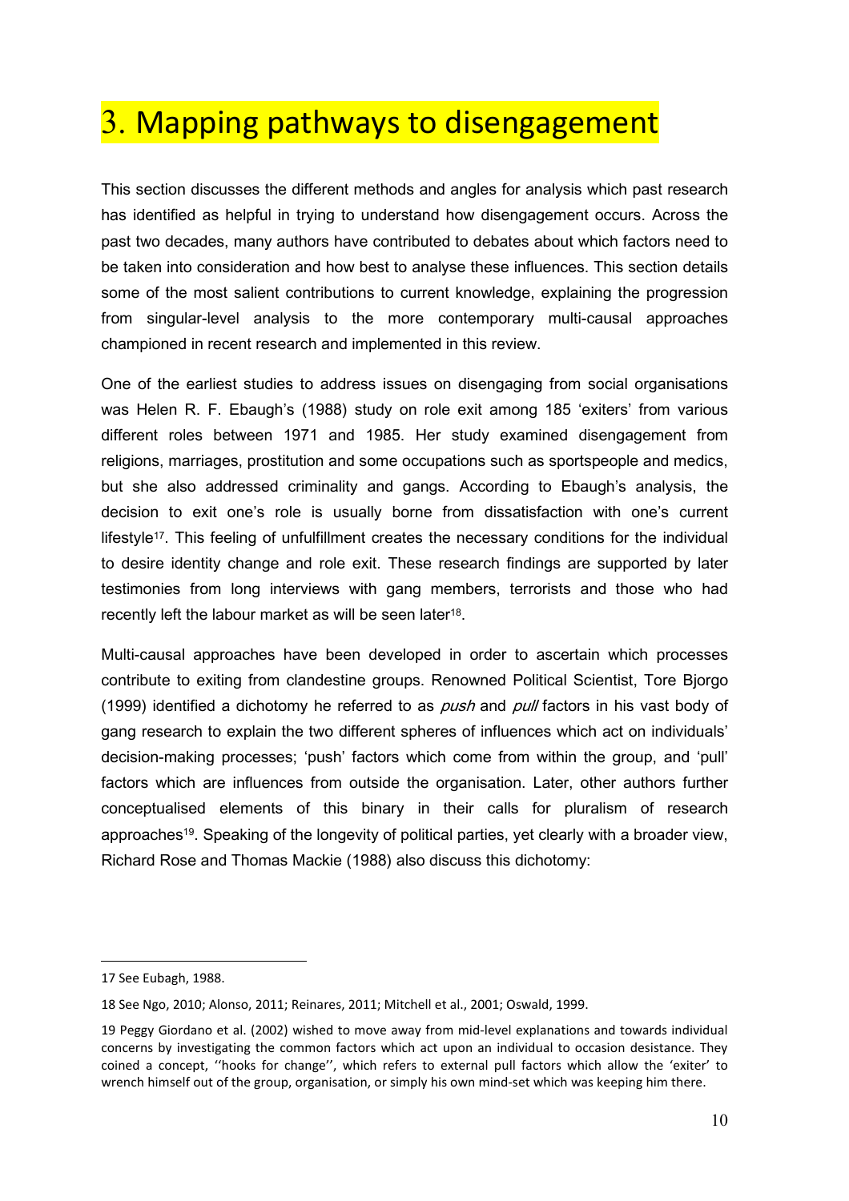# 3. Mapping pathways to disengagement

This section discusses the different methods and angles for analysis which past research has identified as helpful in trying to understand how disengagement occurs. Across the past two decades, many authors have contributed to debates about which factors need to be taken into consideration and how best to analyse these influences. This section details some of the most salient contributions to current knowledge, explaining the progression from singular-level analysis to the more contemporary multi-causal approaches championed in recent research and implemented in this review.

One of the earliest studies to address issues on disengaging from social organisations was Helen R. F. Ebaugh's (1988) study on role exit among 185 'exiters' from various different roles between 1971 and 1985. Her study examined disengagement from religions, marriages, prostitution and some occupations such as sportspeople and medics, but she also addressed criminality and gangs. According to Ebaugh's analysis, the decision to exit one's role is usually borne from dissatisfaction with one's current lifestyle[17]. This feeling of unfulfillment creates the necessary conditions for the individual to desire identity change and role exit. These research findings are supported by later testimonies from long interviews with gang members, terrorists and those who had recently left the labour market as will be seen later[18].

Multi-causal approaches have been developed in order to ascertain which processes contribute to exiting from clandestine groups. Renowned Political Scientist, Tore Bjorgo (1999) identified a dichotomy he referred to as *push* and *pull* factors in his vast body of gang research to explain the two different spheres of influences which act on individuals' decision-making processes; 'push' factors which come from within the group, and 'pull' factors which are influences from outside the organisation. Later, other authors further conceptualised elements of this binary in their calls for pluralism of research approaches[19]. Speaking of the longevity of political parties, yet clearly with a broader view, Richard Rose and Thomas Mackie (1988) also discuss this dichotomy:

---

17 See Eubagh, 1988.

18 See Ngo, 2010; Alonso, 2011; Reinares, 2011; Mitchell et al., 2001; Oswald, 1999.

19 Peggy Giordano et al. (2002) wished to move away from mid-level explanations and towards individual concerns by investigating the common factors which act upon an individual to occasion desistance. They coined a concept, ''hooks for change'', which refers to external pull factors which allow the 'exiter' to wrench himself out of the group, organisation, or simply his own mind-set which was keeping him there.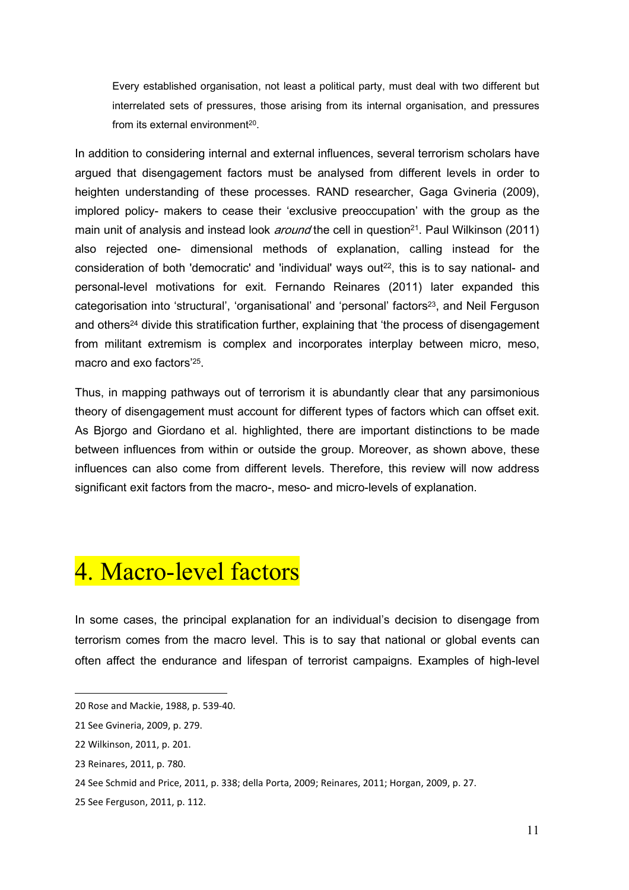> Every established organisation, not least a political party, must deal with two different but interrelated sets of pressures, those arising from its internal organisation, and pressures from its external environment[20].

In addition to considering internal and external influences, several terrorism scholars have argued that disengagement factors must be analysed from different levels in order to heighten understanding of these processes. RAND researcher, Gaga Gvineria (2009), implored policy- makers to cease their 'exclusive preoccupation' with the group as the main unit of analysis and instead look *around* the cell in question[21]. Paul Wilkinson (2011) also rejected one- dimensional methods of explanation, calling instead for the consideration of both 'democratic' and 'individual' ways out[22], this is to say national- and personal-level motivations for exit. Fernando Reinares (2011) later expanded this categorisation into 'structural', 'organisational' and 'personal' factors[23], and Neil Ferguson and others[24] divide this stratification further, explaining that 'the process of disengagement from militant extremism is complex and incorporates interplay between micro, meso, macro and exo factors'[25].

Thus, in mapping pathways out of terrorism it is abundantly clear that any parsimonious theory of disengagement must account for different types of factors which can offset exit. As Bjorgo and Giordano et al. highlighted, there are important distinctions to be made between influences from within or outside the group. Moreover, as shown above, these influences can also come from different levels. Therefore, this review will now address significant exit factors from the macro-, meso- and micro-levels of explanation.

# 4. Macro-level factors

In some cases, the principal explanation for an individual's decision to disengage from terrorism comes from the macro level. This is to say that national or global events can often affect the endurance and lifespan of terrorist campaigns. Examples of high-level

---

20 Rose and Mackie, 1988, p. 539-40.

21 See Gvineria, 2009, p. 279.

22 Wilkinson, 2011, p. 201.

23 Reinares, 2011, p. 780.

24 See Schmid and Price, 2011, p. 338; della Porta, 2009; Reinares, 2011; Horgan, 2009, p. 27.

25 See Ferguson, 2011, p. 112.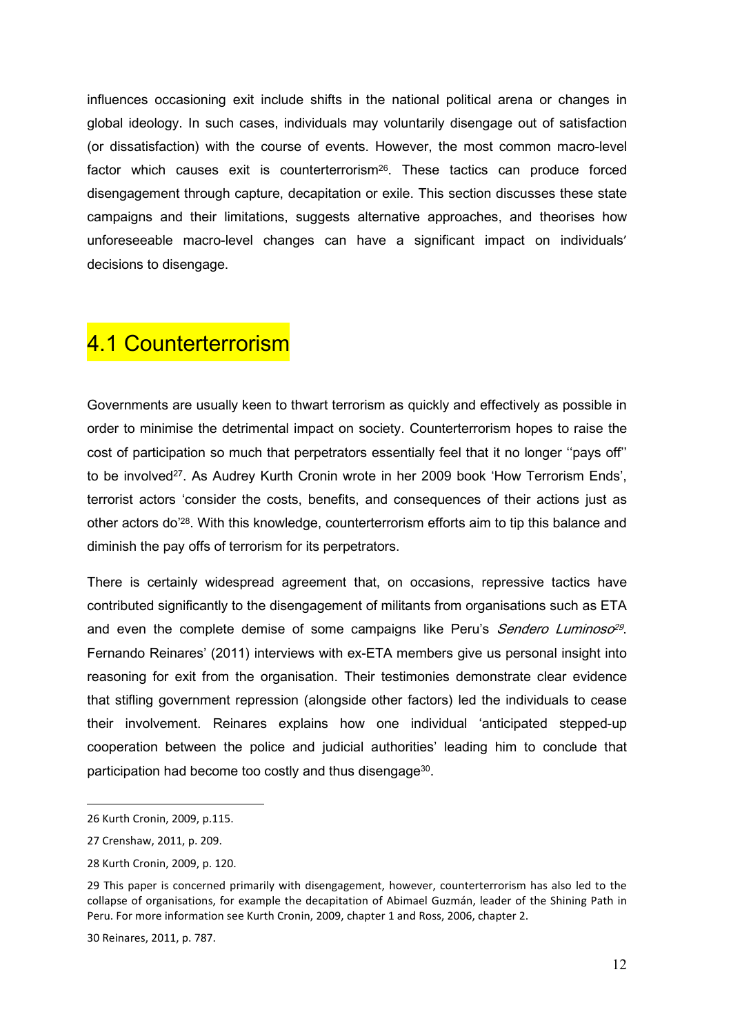influences occasioning exit include shifts in the national political arena or changes in global ideology. In such cases, individuals may voluntarily disengage out of satisfaction (or dissatisfaction) with the course of events. However, the most common macro-level factor which causes exit is counterterrorism[26]. These tactics can produce forced disengagement through capture, decapitation or exile. This section discusses these state campaigns and their limitations, suggests alternative approaches, and theorises how unforeseeable macro-level changes can have a significant impact on individuals' decisions to disengage.

## 4.1 Counterterrorism

Governments are usually keen to thwart terrorism as quickly and effectively as possible in order to minimise the detrimental impact on society. Counterterrorism hopes to raise the cost of participation so much that perpetrators essentially feel that it no longer ''pays off'' to be involved[27]. As Audrey Kurth Cronin wrote in her 2009 book 'How Terrorism Ends', terrorist actors 'consider the costs, benefits, and consequences of their actions just as other actors do'[28]. With this knowledge, counterterrorism efforts aim to tip this balance and diminish the pay offs of terrorism for its perpetrators.

There is certainly widespread agreement that, on occasions, repressive tactics have contributed significantly to the disengagement of militants from organisations such as ETA and even the complete demise of some campaigns like Peru's *Sendero Luminoso*[29]. Fernando Reinares' (2011) interviews with ex-ETA members give us personal insight into reasoning for exit from the organisation. Their testimonies demonstrate clear evidence that stifling government repression (alongside other factors) led the individuals to cease their involvement. Reinares explains how one individual 'anticipated stepped-up cooperation between the police and judicial authorities' leading him to conclude that participation had become too costly and thus disengage[30].

---

26 Kurth Cronin, 2009, p.115.

27 Crenshaw, 2011, p. 209.

28 Kurth Cronin, 2009, p. 120.

29 This paper is concerned primarily with disengagement, however, counterterrorism has also led to the collapse of organisations, for example the decapitation of Abimael Guzmán, leader of the Shining Path in Peru. For more information see Kurth Cronin, 2009, chapter 1 and Ross, 2006, chapter 2.

30 Reinares, 2011, p. 787.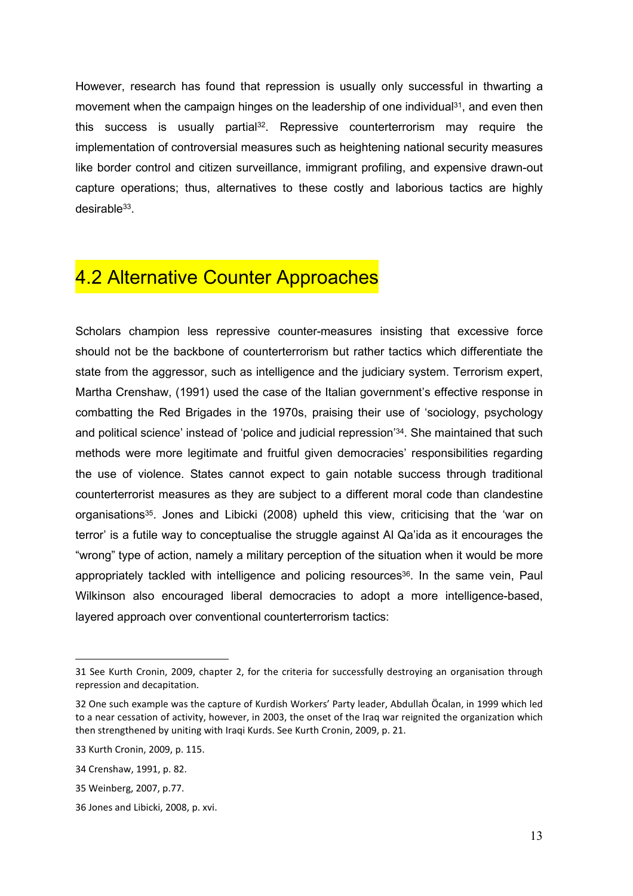However, research has found that repression is usually only successful in thwarting a movement when the campaign hinges on the leadership of one individual[31], and even then this success is usually partial[32]. Repressive counterterrorism may require the implementation of controversial measures such as heightening national security measures like border control and citizen surveillance, immigrant profiling, and expensive drawn-out capture operations; thus, alternatives to these costly and laborious tactics are highly desirable[33].

## 4.2 Alternative Counter Approaches

Scholars champion less repressive counter-measures insisting that excessive force should not be the backbone of counterterrorism but rather tactics which differentiate the state from the aggressor, such as intelligence and the judiciary system. Terrorism expert, Martha Crenshaw, (1991) used the case of the Italian government's effective response in combatting the Red Brigades in the 1970s, praising their use of 'sociology, psychology and political science' instead of 'police and judicial repression'[34]. She maintained that such methods were more legitimate and fruitful given democracies' responsibilities regarding the use of violence. States cannot expect to gain notable success through traditional counterterrorist measures as they are subject to a different moral code than clandestine organisations[35]. Jones and Libicki (2008) upheld this view, criticising that the 'war on terror' is a futile way to conceptualise the struggle against Al Qa'ida as it encourages the "wrong" type of action, namely a military perception of the situation when it would be more appropriately tackled with intelligence and policing resources[36]. In the same vein, Paul Wilkinson also encouraged liberal democracies to adopt a more intelligence-based, layered approach over conventional counterterrorism tactics:

---

31 See Kurth Cronin, 2009, chapter 2, for the criteria for successfully destroying an organisation through repression and decapitation.

32 One such example was the capture of Kurdish Workers' Party leader, Abdullah Öcalan, in 1999 which led to a near cessation of activity, however, in 2003, the onset of the Iraq war reignited the organization which then strengthened by uniting with Iraqi Kurds. See Kurth Cronin, 2009, p. 21.

33 Kurth Cronin, 2009, p. 115.

34 Crenshaw, 1991, p. 82.

35 Weinberg, 2007, p.77.

36 Jones and Libicki, 2008, p. xvi.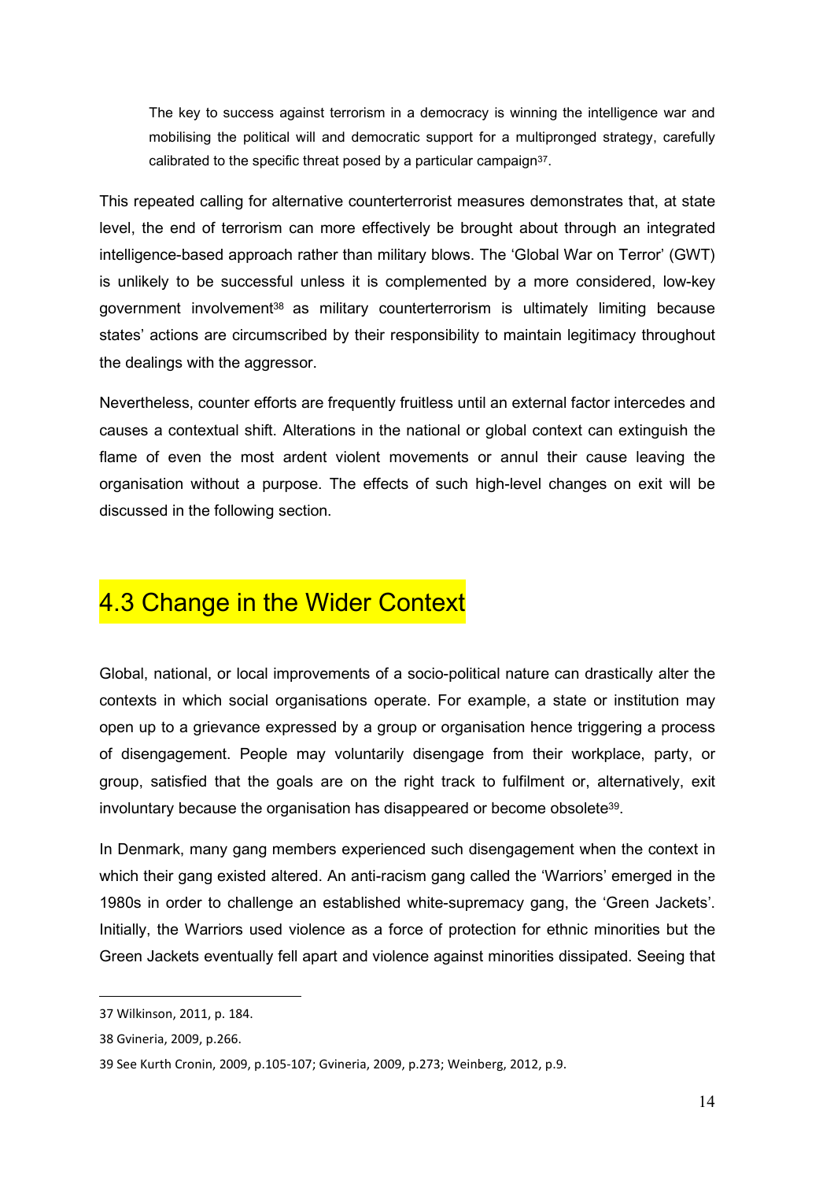> The key to success against terrorism in a democracy is winning the intelligence war and mobilising the political will and democratic support for a multipronged strategy, carefully calibrated to the specific threat posed by a particular campaign[37].

This repeated calling for alternative counterterrorist measures demonstrates that, at state level, the end of terrorism can more effectively be brought about through an integrated intelligence-based approach rather than military blows. The 'Global War on Terror' (GWT) is unlikely to be successful unless it is complemented by a more considered, low-key government involvement[38] as military counterterrorism is ultimately limiting because states' actions are circumscribed by their responsibility to maintain legitimacy throughout the dealings with the aggressor.

Nevertheless, counter efforts are frequently fruitless until an external factor intercedes and causes a contextual shift. Alterations in the national or global context can extinguish the flame of even the most ardent violent movements or annul their cause leaving the organisation without a purpose. The effects of such high-level changes on exit will be discussed in the following section.

## 4.3 Change in the Wider Context

Global, national, or local improvements of a socio-political nature can drastically alter the contexts in which social organisations operate. For example, a state or institution may open up to a grievance expressed by a group or organisation hence triggering a process of disengagement. People may voluntarily disengage from their workplace, party, or group, satisfied that the goals are on the right track to fulfilment or, alternatively, exit involuntary because the organisation has disappeared or become obsolete[39].

In Denmark, many gang members experienced such disengagement when the context in which their gang existed altered. An anti-racism gang called the 'Warriors' emerged in the 1980s in order to challenge an established white-supremacy gang, the 'Green Jackets'. Initially, the Warriors used violence as a force of protection for ethnic minorities but the Green Jackets eventually fell apart and violence against minorities dissipated. Seeing that

---

37 Wilkinson, 2011, p. 184.

38 Gvineria, 2009, p.266.

39 See Kurth Cronin, 2009, p.105-107; Gvineria, 2009, p.273; Weinberg, 2012, p.9.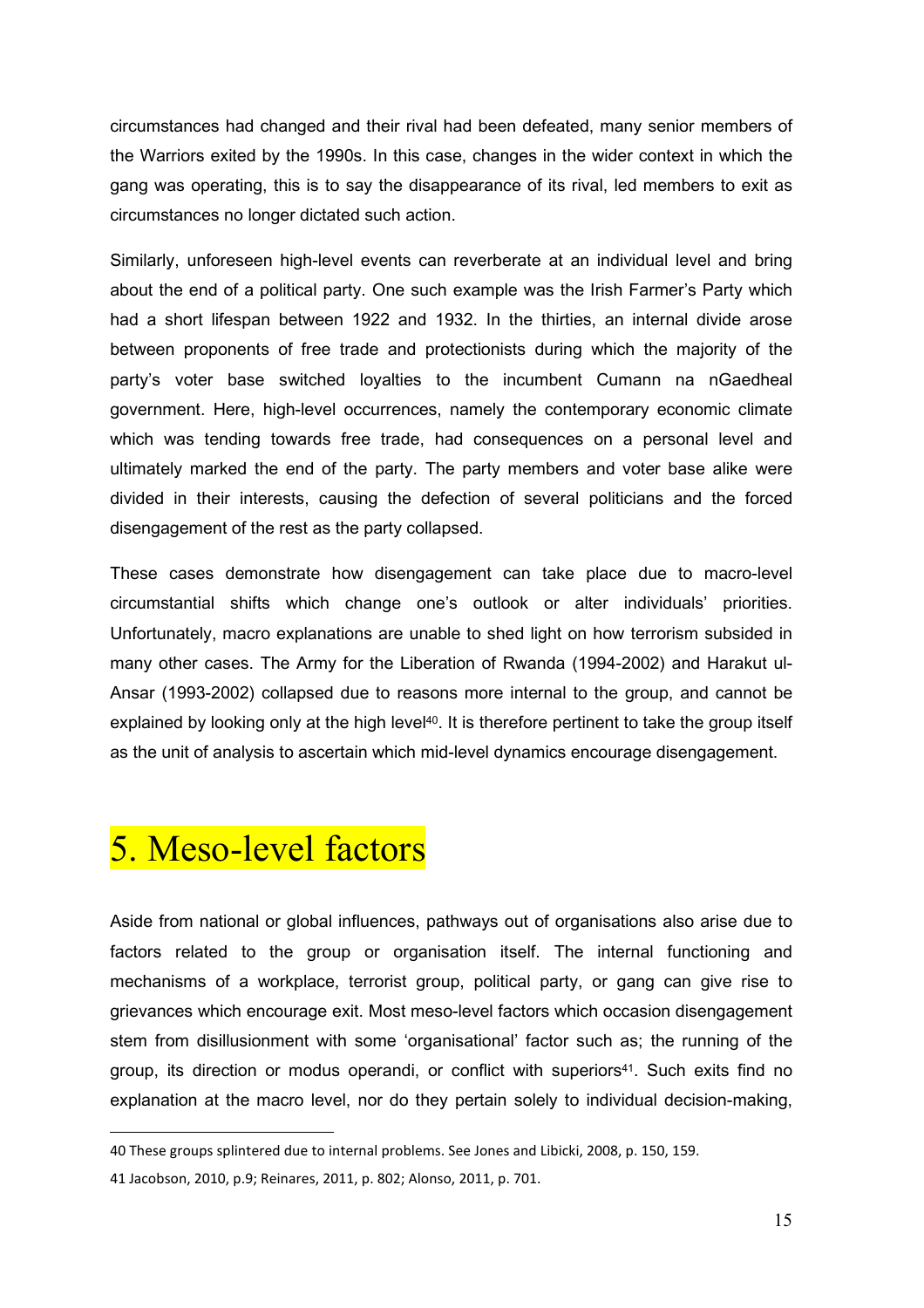circumstances had changed and their rival had been defeated, many senior members of the Warriors exited by the 1990s. In this case, changes in the wider context in which the gang was operating, this is to say the disappearance of its rival, led members to exit as circumstances no longer dictated such action.

Similarly, unforeseen high-level events can reverberate at an individual level and bring about the end of a political party. One such example was the Irish Farmer's Party which had a short lifespan between 1922 and 1932. In the thirties, an internal divide arose between proponents of free trade and protectionists during which the majority of the party's voter base switched loyalties to the incumbent Cumann na nGaedheal government. Here, high-level occurrences, namely the contemporary economic climate which was tending towards free trade, had consequences on a personal level and ultimately marked the end of the party. The party members and voter base alike were divided in their interests, causing the defection of several politicians and the forced disengagement of the rest as the party collapsed.

These cases demonstrate how disengagement can take place due to macro-level circumstantial shifts which change one's outlook or alter individuals' priorities. Unfortunately, macro explanations are unable to shed light on how terrorism subsided in many other cases. The Army for the Liberation of Rwanda (1994-2002) and Harakut ul-Ansar (1993-2002) collapsed due to reasons more internal to the group, and cannot be explained by looking only at the high level[40]. It is therefore pertinent to take the group itself as the unit of analysis to ascertain which mid-level dynamics encourage disengagement.

# 5. Meso-level factors

Aside from national or global influences, pathways out of organisations also arise due to factors related to the group or organisation itself. The internal functioning and mechanisms of a workplace, terrorist group, political party, or gang can give rise to grievances which encourage exit. Most meso-level factors which occasion disengagement stem from disillusionment with some 'organisational' factor such as; the running of the group, its direction or modus operandi, or conflict with superiors[41]. Such exits find no explanation at the macro level, nor do they pertain solely to individual decision-making,

---

40 These groups splintered due to internal problems. See Jones and Libicki, 2008, p. 150, 159.

41 Jacobson, 2010, p.9; Reinares, 2011, p. 802; Alonso, 2011, p. 701.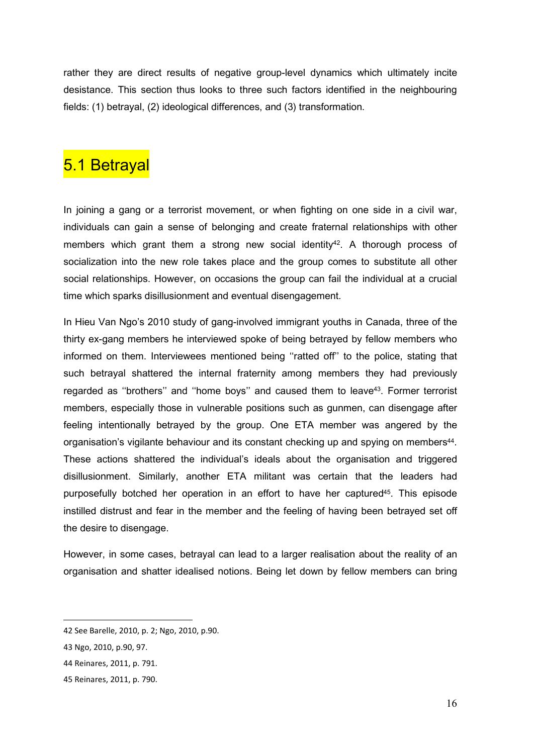rather they are direct results of negative group-level dynamics which ultimately incite desistance. This section thus looks to three such factors identified in the neighbouring fields: (1) betrayal, (2) ideological differences, and (3) transformation.

## 5.1 Betrayal

In joining a gang or a terrorist movement, or when fighting on one side in a civil war, individuals can gain a sense of belonging and create fraternal relationships with other members which grant them a strong new social identity[42]. A thorough process of socialization into the new role takes place and the group comes to substitute all other social relationships. However, on occasions the group can fail the individual at a crucial time which sparks disillusionment and eventual disengagement.

In Hieu Van Ngo's 2010 study of gang-involved immigrant youths in Canada, three of the thirty ex-gang members he interviewed spoke of being betrayed by fellow members who informed on them. Interviewees mentioned being ''ratted off'' to the police, stating that such betrayal shattered the internal fraternity among members they had previously regarded as ''brothers'' and ''home boys'' and caused them to leave[43]. Former terrorist members, especially those in vulnerable positions such as gunmen, can disengage after feeling intentionally betrayed by the group. One ETA member was angered by the organisation's vigilante behaviour and its constant checking up and spying on members[44]. These actions shattered the individual's ideals about the organisation and triggered disillusionment. Similarly, another ETA militant was certain that the leaders had purposefully botched her operation in an effort to have her captured[45]. This episode instilled distrust and fear in the member and the feeling of having been betrayed set off the desire to disengage.

However, in some cases, betrayal can lead to a larger realisation about the reality of an organisation and shatter idealised notions. Being let down by fellow members can bring

---

42 See Barelle, 2010, p. 2; Ngo, 2010, p.90.

43 Ngo, 2010, p.90, 97.

44 Reinares, 2011, p. 791.

45 Reinares, 2011, p. 790.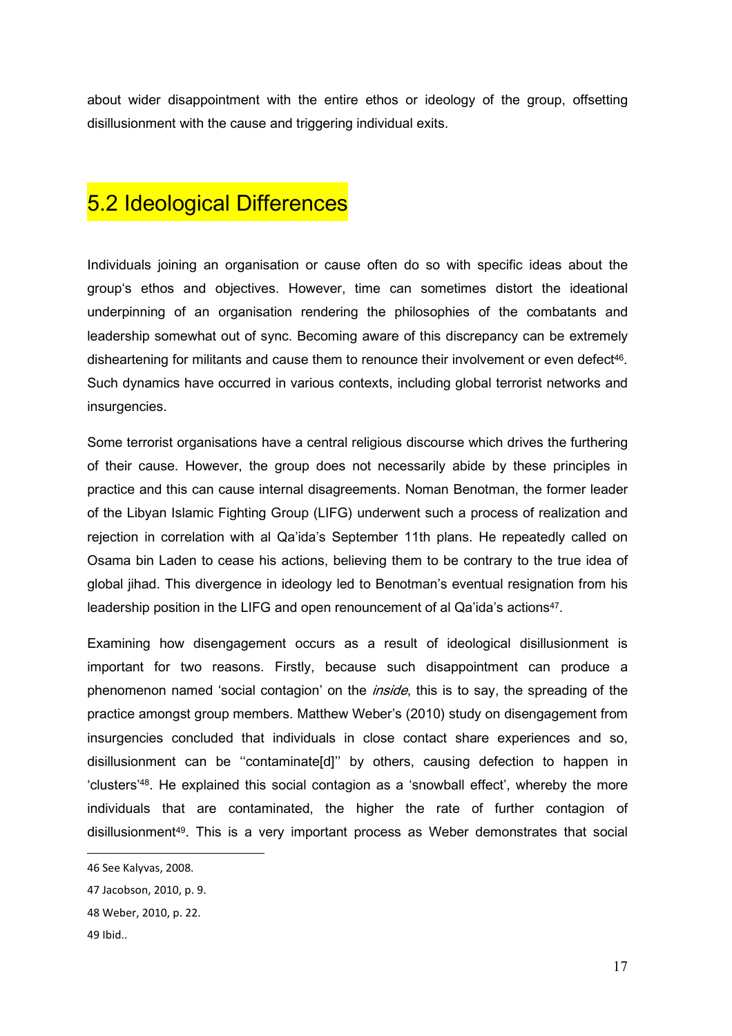about wider disappointment with the entire ethos or ideology of the group, offsetting disillusionment with the cause and triggering individual exits.

## 5.2 Ideological Differences

Individuals joining an organisation or cause often do so with specific ideas about the group's ethos and objectives. However, time can sometimes distort the ideational underpinning of an organisation rendering the philosophies of the combatants and leadership somewhat out of sync. Becoming aware of this discrepancy can be extremely disheartening for militants and cause them to renounce their involvement or even defect[46]. Such dynamics have occurred in various contexts, including global terrorist networks and insurgencies.

Some terrorist organisations have a central religious discourse which drives the furthering of their cause. However, the group does not necessarily abide by these principles in practice and this can cause internal disagreements. Noman Benotman, the former leader of the Libyan Islamic Fighting Group (LIFG) underwent such a process of realization and rejection in correlation with al Qa'ida's September 11th plans. He repeatedly called on Osama bin Laden to cease his actions, believing them to be contrary to the true idea of global jihad. This divergence in ideology led to Benotman's eventual resignation from his leadership position in the LIFG and open renouncement of al Qa'ida's actions[47].

Examining how disengagement occurs as a result of ideological disillusionment is important for two reasons. Firstly, because such disappointment can produce a phenomenon named 'social contagion' on the *inside*, this is to say, the spreading of the practice amongst group members. Matthew Weber's (2010) study on disengagement from insurgencies concluded that individuals in close contact share experiences and so, disillusionment can be ''contaminate[d]'' by others, causing defection to happen in 'clusters'[48]. He explained this social contagion as a 'snowball effect', whereby the more individuals that are contaminated, the higher the rate of further contagion of disillusionment[49]. This is a very important process as Weber demonstrates that social

---

46 See Kalyvas, 2008.

47 Jacobson, 2010, p. 9.

48 Weber, 2010, p. 22.

49 Ibid..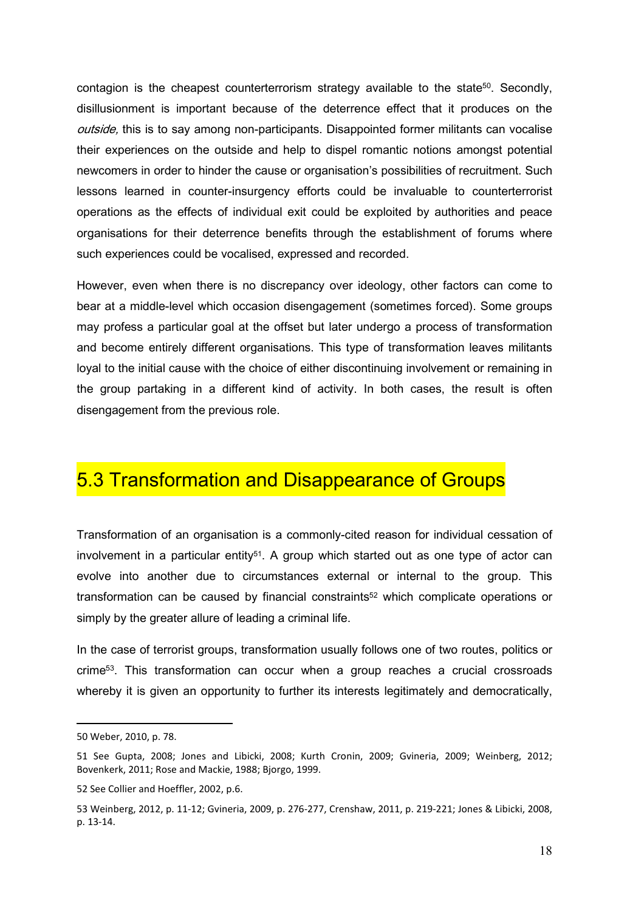contagion is the cheapest counterterrorism strategy available to the state[50]. Secondly, disillusionment is important because of the deterrence effect that it produces on the *outside,* this is to say among non-participants. Disappointed former militants can vocalise their experiences on the outside and help to dispel romantic notions amongst potential newcomers in order to hinder the cause or organisation's possibilities of recruitment. Such lessons learned in counter-insurgency efforts could be invaluable to counterterrorist operations as the effects of individual exit could be exploited by authorities and peace organisations for their deterrence benefits through the establishment of forums where such experiences could be vocalised, expressed and recorded.

However, even when there is no discrepancy over ideology, other factors can come to bear at a middle-level which occasion disengagement (sometimes forced). Some groups may profess a particular goal at the offset but later undergo a process of transformation and become entirely different organisations. This type of transformation leaves militants loyal to the initial cause with the choice of either discontinuing involvement or remaining in the group partaking in a different kind of activity. In both cases, the result is often disengagement from the previous role.

## 5.3 Transformation and Disappearance of Groups

Transformation of an organisation is a commonly-cited reason for individual cessation of involvement in a particular entity[51]. A group which started out as one type of actor can evolve into another due to circumstances external or internal to the group. This transformation can be caused by financial constraints[52] which complicate operations or simply by the greater allure of leading a criminal life.

In the case of terrorist groups, transformation usually follows one of two routes, politics or crime[53]. This transformation can occur when a group reaches a crucial crossroads whereby it is given an opportunity to further its interests legitimately and democratically,

---

50 Weber, 2010, p. 78.

51 See Gupta, 2008; Jones and Libicki, 2008; Kurth Cronin, 2009; Gvineria, 2009; Weinberg, 2012; Bovenkerk, 2011; Rose and Mackie, 1988; Bjorgo, 1999.

52 See Collier and Hoeffler, 2002, p.6.

53 Weinberg, 2012, p. 11-12; Gvineria, 2009, p. 276-277, Crenshaw, 2011, p. 219-221; Jones & Libicki, 2008, p. 13-14.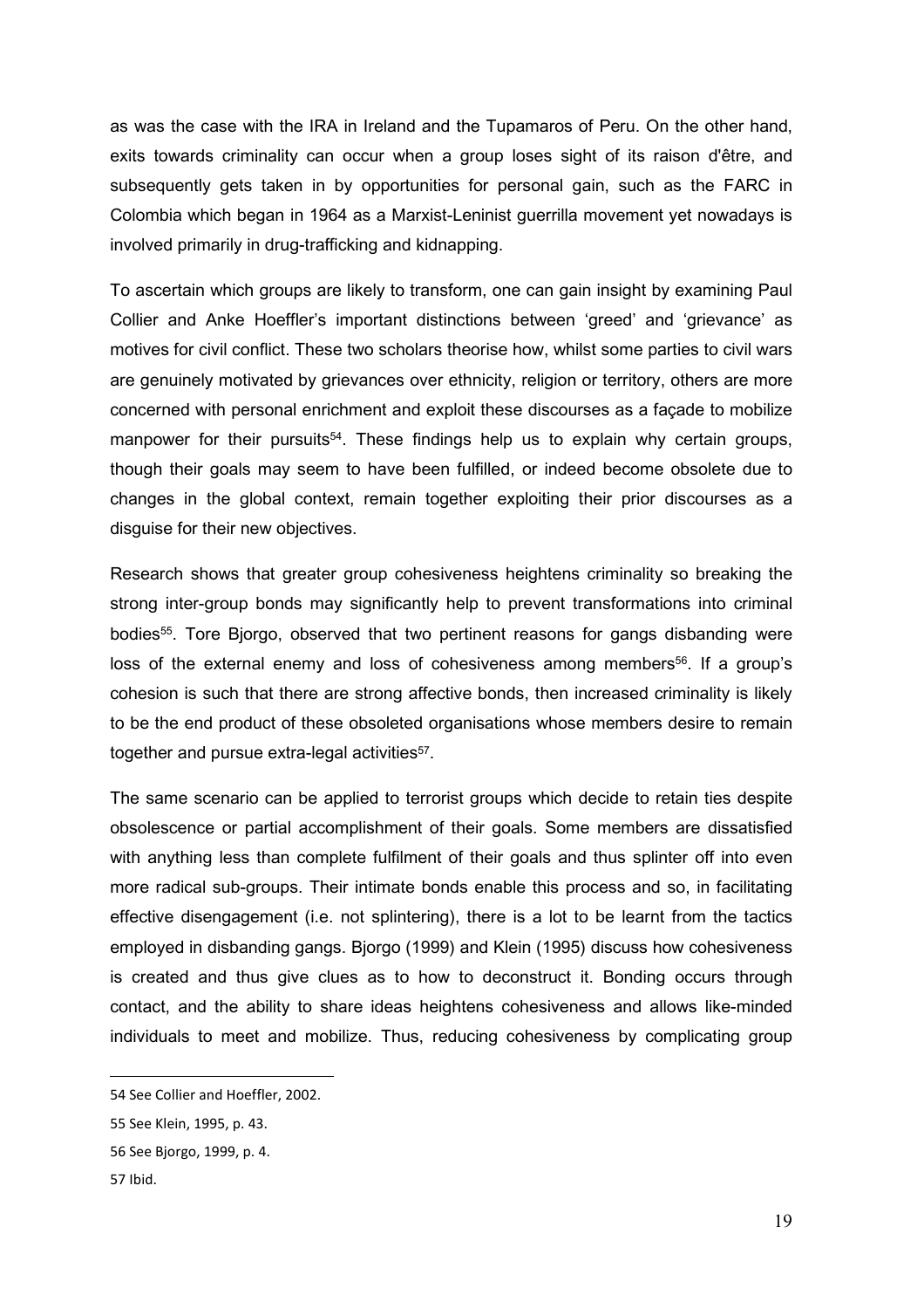as was the case with the IRA in Ireland and the Tupamaros of Peru. On the other hand, exits towards criminality can occur when a group loses sight of its raison d'être, and subsequently gets taken in by opportunities for personal gain, such as the FARC in Colombia which began in 1964 as a Marxist-Leninist guerrilla movement yet nowadays is involved primarily in drug-trafficking and kidnapping.

To ascertain which groups are likely to transform, one can gain insight by examining Paul Collier and Anke Hoeffler's important distinctions between 'greed' and 'grievance' as motives for civil conflict. These two scholars theorise how, whilst some parties to civil wars are genuinely motivated by grievances over ethnicity, religion or territory, others are more concerned with personal enrichment and exploit these discourses as a façade to mobilize manpower for their pursuits[54]. These findings help us to explain why certain groups, though their goals may seem to have been fulfilled, or indeed become obsolete due to changes in the global context, remain together exploiting their prior discourses as a disguise for their new objectives.

Research shows that greater group cohesiveness heightens criminality so breaking the strong inter-group bonds may significantly help to prevent transformations into criminal bodies[55]. Tore Bjorgo, observed that two pertinent reasons for gangs disbanding were loss of the external enemy and loss of cohesiveness among members[56]. If a group's cohesion is such that there are strong affective bonds, then increased criminality is likely to be the end product of these obsoleted organisations whose members desire to remain together and pursue extra-legal activities[57].

The same scenario can be applied to terrorist groups which decide to retain ties despite obsolescence or partial accomplishment of their goals. Some members are dissatisfied with anything less than complete fulfilment of their goals and thus splinter off into even more radical sub-groups. Their intimate bonds enable this process and so, in facilitating effective disengagement (i.e. not splintering), there is a lot to be learnt from the tactics employed in disbanding gangs. Bjorgo (1999) and Klein (1995) discuss how cohesiveness is created and thus give clues as to how to deconstruct it. Bonding occurs through contact, and the ability to share ideas heightens cohesiveness and allows like-minded individuals to meet and mobilize. Thus, reducing cohesiveness by complicating group

---

54 See Collier and Hoeffler, 2002.

55 See Klein, 1995, p. 43.

56 See Bjorgo, 1999, p. 4.

57 Ibid.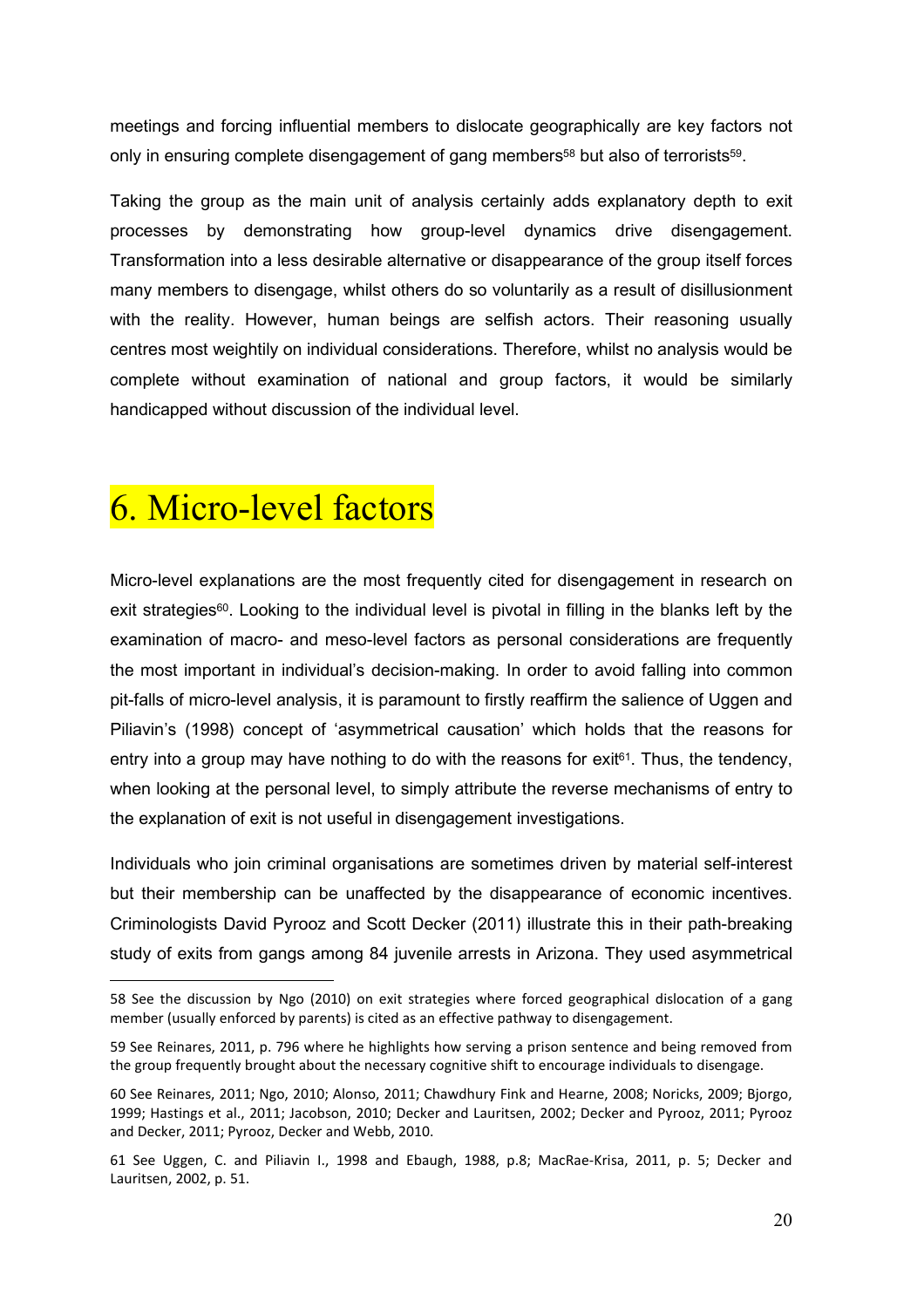meetings and forcing influential members to dislocate geographically are key factors not only in ensuring complete disengagement of gang members[58] but also of terrorists[59].

Taking the group as the main unit of analysis certainly adds explanatory depth to exit processes by demonstrating how group-level dynamics drive disengagement. Transformation into a less desirable alternative or disappearance of the group itself forces many members to disengage, whilst others do so voluntarily as a result of disillusionment with the reality. However, human beings are selfish actors. Their reasoning usually centres most weightily on individual considerations. Therefore, whilst no analysis would be complete without examination of national and group factors, it would be similarly handicapped without discussion of the individual level.

# 6. Micro-level factors

Micro-level explanations are the most frequently cited for disengagement in research on exit strategies[60]. Looking to the individual level is pivotal in filling in the blanks left by the examination of macro- and meso-level factors as personal considerations are frequently the most important in individual's decision-making. In order to avoid falling into common pit-falls of micro-level analysis, it is paramount to firstly reaffirm the salience of Uggen and Piliavin's (1998) concept of 'asymmetrical causation' which holds that the reasons for entry into a group may have nothing to do with the reasons for exit[61]. Thus, the tendency, when looking at the personal level, to simply attribute the reverse mechanisms of entry to the explanation of exit is not useful in disengagement investigations.

Individuals who join criminal organisations are sometimes driven by material self-interest but their membership can be unaffected by the disappearance of economic incentives. Criminologists David Pyrooz and Scott Decker (2011) illustrate this in their path-breaking study of exits from gangs among 84 juvenile arrests in Arizona. They used asymmetrical

---

58 See the discussion by Ngo (2010) on exit strategies where forced geographical dislocation of a gang member (usually enforced by parents) is cited as an effective pathway to disengagement.

59 See Reinares, 2011, p. 796 where he highlights how serving a prison sentence and being removed from the group frequently brought about the necessary cognitive shift to encourage individuals to disengage.

60 See Reinares, 2011; Ngo, 2010; Alonso, 2011; Chawdhury Fink and Hearne, 2008; Noricks, 2009; Bjorgo, 1999; Hastings et al., 2011; Jacobson, 2010; Decker and Lauritsen, 2002; Decker and Pyrooz, 2011; Pyrooz and Decker, 2011; Pyrooz, Decker and Webb, 2010.

61 See Uggen, C. and Piliavin I., 1998 and Ebaugh, 1988, p.8; MacRae-Krisa, 2011, p. 5; Decker and Lauritsen, 2002, p. 51.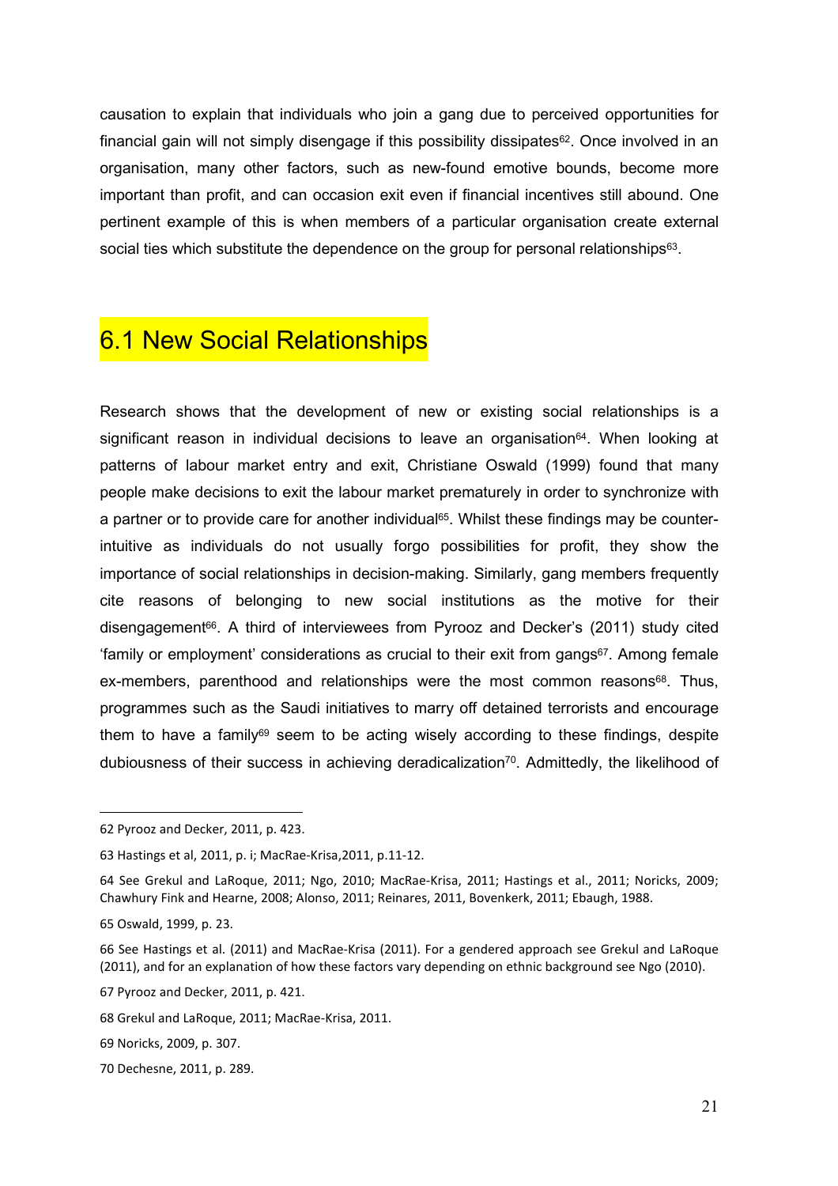causation to explain that individuals who join a gang due to perceived opportunities for financial gain will not simply disengage if this possibility dissipates[62]. Once involved in an organisation, many other factors, such as new-found emotive bounds, become more important than profit, and can occasion exit even if financial incentives still abound. One pertinent example of this is when members of a particular organisation create external social ties which substitute the dependence on the group for personal relationships[63].

## 6.1 New Social Relationships

Research shows that the development of new or existing social relationships is a significant reason in individual decisions to leave an organisation[64]. When looking at patterns of labour market entry and exit, Christiane Oswald (1999) found that many people make decisions to exit the labour market prematurely in order to synchronize with a partner or to provide care for another individual[65]. Whilst these findings may be counter-intuitive as individuals do not usually forgo possibilities for profit, they show the importance of social relationships in decision-making. Similarly, gang members frequently cite reasons of belonging to new social institutions as the motive for their disengagement[66]. A third of interviewees from Pyrooz and Decker's (2011) study cited 'family or employment' considerations as crucial to their exit from gangs[67]. Among female ex-members, parenthood and relationships were the most common reasons[68]. Thus, programmes such as the Saudi initiatives to marry off detained terrorists and encourage them to have a family[69] seem to be acting wisely according to these findings, despite dubiousness of their success in achieving deradicalization[70]. Admittedly, the likelihood of

---

62 Pyrooz and Decker, 2011, p. 423.

63 Hastings et al, 2011, p. i; MacRae-Krisa,2011, p.11-12.

64 See Grekul and LaRoque, 2011; Ngo, 2010; MacRae-Krisa, 2011; Hastings et al., 2011; Noricks, 2009; Chawhury Fink and Hearne, 2008; Alonso, 2011; Reinares, 2011, Bovenkerk, 2011; Ebaugh, 1988.

65 Oswald, 1999, p. 23.

66 See Hastings et al. (2011) and MacRae-Krisa (2011). For a gendered approach see Grekul and LaRoque (2011), and for an explanation of how these factors vary depending on ethnic background see Ngo (2010).

67 Pyrooz and Decker, 2011, p. 421.

68 Grekul and LaRoque, 2011; MacRae-Krisa, 2011.

69 Noricks, 2009, p. 307.

70 Dechesne, 2011, p. 289.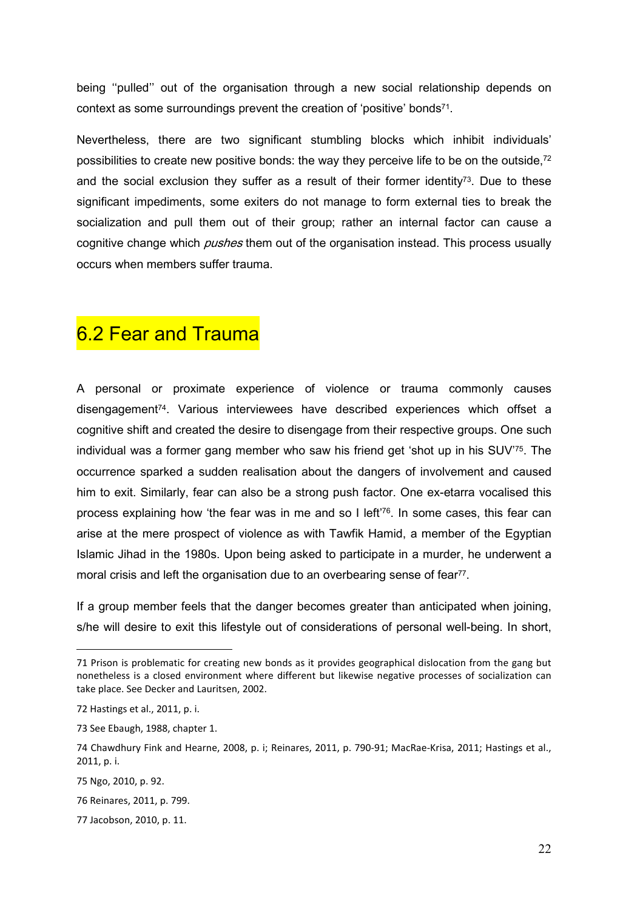being ''pulled'' out of the organisation through a new social relationship depends on context as some surroundings prevent the creation of 'positive' bonds[71].

Nevertheless, there are two significant stumbling blocks which inhibit individuals' possibilities to create new positive bonds: the way they perceive life to be on the outside,[72] and the social exclusion they suffer as a result of their former identity[73]. Due to these significant impediments, some exiters do not manage to form external ties to break the socialization and pull them out of their group; rather an internal factor can cause a cognitive change which *pushes* them out of the organisation instead. This process usually occurs when members suffer trauma.

## 6.2 Fear and Trauma

A personal or proximate experience of violence or trauma commonly causes disengagement[74]. Various interviewees have described experiences which offset a cognitive shift and created the desire to disengage from their respective groups. One such individual was a former gang member who saw his friend get 'shot up in his SUV'[75]. The occurrence sparked a sudden realisation about the dangers of involvement and caused him to exit. Similarly, fear can also be a strong push factor. One ex-etarra vocalised this process explaining how 'the fear was in me and so I left'[76]. In some cases, this fear can arise at the mere prospect of violence as with Tawfik Hamid, a member of the Egyptian Islamic Jihad in the 1980s. Upon being asked to participate in a murder, he underwent a moral crisis and left the organisation due to an overbearing sense of fear[77].

If a group member feels that the danger becomes greater than anticipated when joining, s/he will desire to exit this lifestyle out of considerations of personal well-being. In short,

---

71 Prison is problematic for creating new bonds as it provides geographical dislocation from the gang but nonetheless is a closed environment where different but likewise negative processes of socialization can take place. See Decker and Lauritsen, 2002.

72 Hastings et al., 2011, p. i.

73 See Ebaugh, 1988, chapter 1.

74 Chawdhury Fink and Hearne, 2008, p. i; Reinares, 2011, p. 790-91; MacRae-Krisa, 2011; Hastings et al., 2011, p. i.

75 Ngo, 2010, p. 92.

76 Reinares, 2011, p. 799.

77 Jacobson, 2010, p. 11.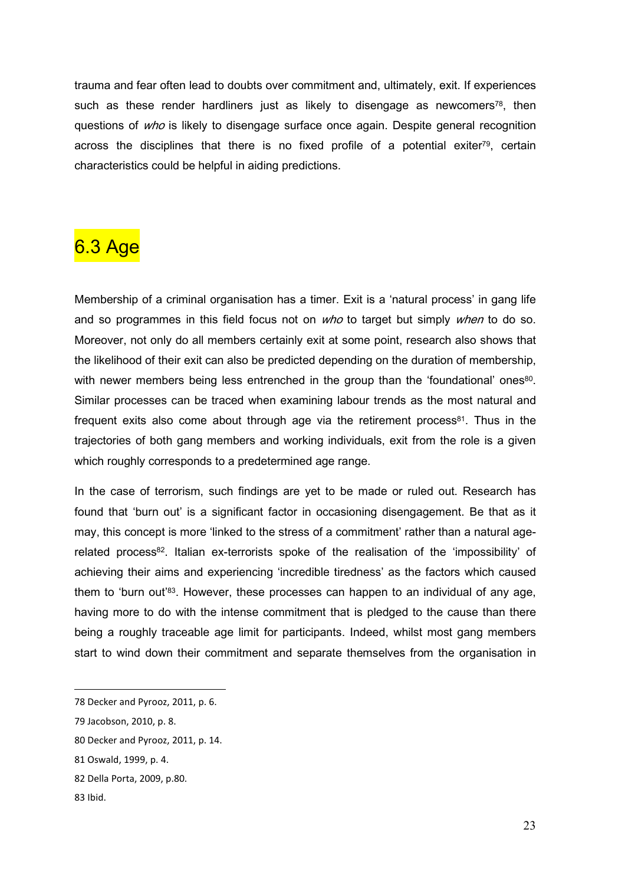trauma and fear often lead to doubts over commitment and, ultimately, exit. If experiences such as these render hardliners just as likely to disengage as newcomers[78], then questions of *who* is likely to disengage surface once again. Despite general recognition across the disciplines that there is no fixed profile of a potential exiter[79], certain characteristics could be helpful in aiding predictions.

## 6.3 Age

Membership of a criminal organisation has a timer. Exit is a 'natural process' in gang life and so programmes in this field focus not on *who* to target but simply *when* to do so. Moreover, not only do all members certainly exit at some point, research also shows that the likelihood of their exit can also be predicted depending on the duration of membership, with newer members being less entrenched in the group than the 'foundational' ones[80]. Similar processes can be traced when examining labour trends as the most natural and frequent exits also come about through age via the retirement process[81]. Thus in the trajectories of both gang members and working individuals, exit from the role is a given which roughly corresponds to a predetermined age range.

In the case of terrorism, such findings are yet to be made or ruled out. Research has found that 'burn out' is a significant factor in occasioning disengagement. Be that as it may, this concept is more 'linked to the stress of a commitment' rather than a natural age-related process[82]. Italian ex-terrorists spoke of the realisation of the 'impossibility' of achieving their aims and experiencing 'incredible tiredness' as the factors which caused them to 'burn out'[83]. However, these processes can happen to an individual of any age, having more to do with the intense commitment that is pledged to the cause than there being a roughly traceable age limit for participants. Indeed, whilst most gang members start to wind down their commitment and separate themselves from the organisation in

---

78 Decker and Pyrooz, 2011, p. 6.

79 Jacobson, 2010, p. 8.

80 Decker and Pyrooz, 2011, p. 14.

81 Oswald, 1999, p. 4.

82 Della Porta, 2009, p.80.

83 Ibid.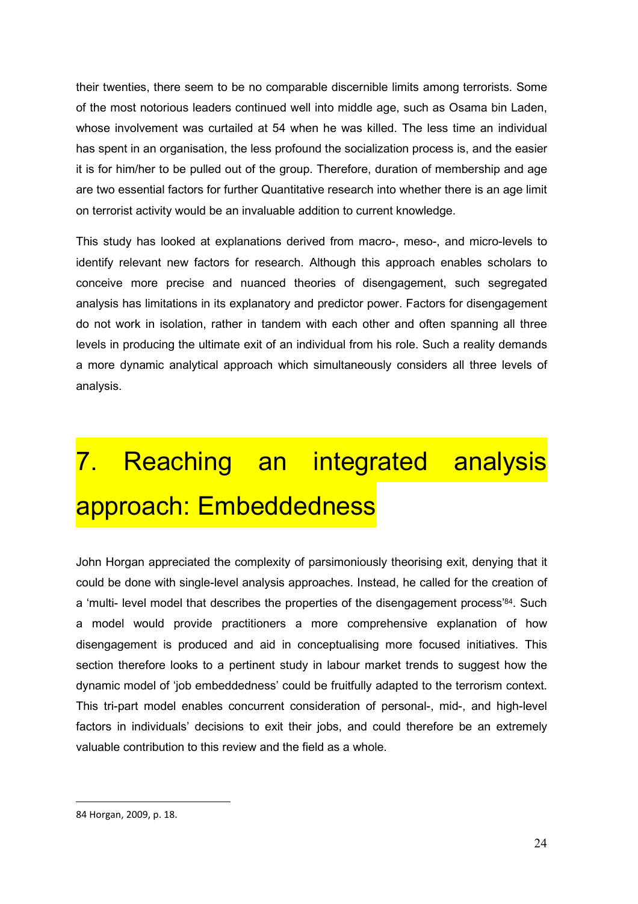their twenties, there seem to be no comparable discernible limits among terrorists. Some of the most notorious leaders continued well into middle age, such as Osama bin Laden, whose involvement was curtailed at 54 when he was killed. The less time an individual has spent in an organisation, the less profound the socialization process is, and the easier it is for him/her to be pulled out of the group. Therefore, duration of membership and age are two essential factors for further Quantitative research into whether there is an age limit on terrorist activity would be an invaluable addition to current knowledge.

This study has looked at explanations derived from macro-, meso-, and micro-levels to identify relevant new factors for research. Although this approach enables scholars to conceive more precise and nuanced theories of disengagement, such segregated analysis has limitations in its explanatory and predictor power. Factors for disengagement do not work in isolation, rather in tandem with each other and often spanning all three levels in producing the ultimate exit of an individual from his role. Such a reality demands a more dynamic analytical approach which simultaneously considers all three levels of analysis.

# 7. Reaching an integrated analysis approach: Embeddedness

John Horgan appreciated the complexity of parsimoniously theorising exit, denying that it could be done with single-level analysis approaches. Instead, he called for the creation of a 'multi- level model that describes the properties of the disengagement process'[84]. Such a model would provide practitioners a more comprehensive explanation of how disengagement is produced and aid in conceptualising more focused initiatives. This section therefore looks to a pertinent study in labour market trends to suggest how the dynamic model of 'job embeddedness' could be fruitfully adapted to the terrorism context. This tri-part model enables concurrent consideration of personal-, mid-, and high-level factors in individuals' decisions to exit their jobs, and could therefore be an extremely valuable contribution to this review and the field as a whole.

84 Horgan, 2009, p. 18.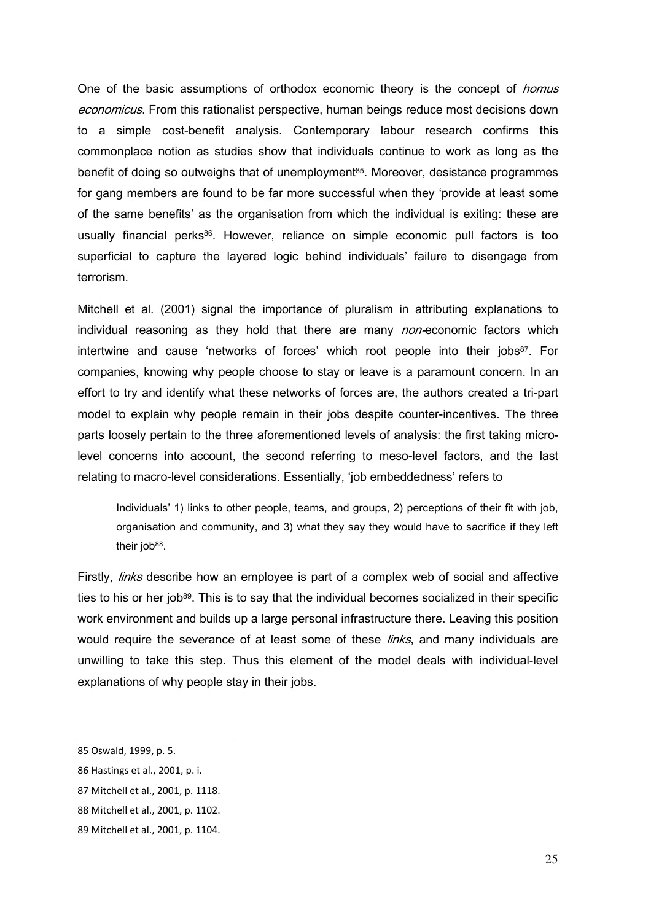One of the basic assumptions of orthodox economic theory is the concept of *homus economicus*. From this rationalist perspective, human beings reduce most decisions down to a simple cost-benefit analysis. Contemporary labour research confirms this commonplace notion as studies show that individuals continue to work as long as the benefit of doing so outweighs that of unemployment[85]. Moreover, desistance programmes for gang members are found to be far more successful when they 'provide at least some of the same benefits' as the organisation from which the individual is exiting: these are usually financial perks[86]. However, reliance on simple economic pull factors is too superficial to capture the layered logic behind individuals' failure to disengage from terrorism.

Mitchell et al. (2001) signal the importance of pluralism in attributing explanations to individual reasoning as they hold that there are many *non*-economic factors which intertwine and cause 'networks of forces' which root people into their jobs[87]. For companies, knowing why people choose to stay or leave is a paramount concern. In an effort to try and identify what these networks of forces are, the authors created a tri-part model to explain why people remain in their jobs despite counter-incentives. The three parts loosely pertain to the three aforementioned levels of analysis: the first taking micro-level concerns into account, the second referring to meso-level factors, and the last relating to macro-level considerations. Essentially, 'job embeddedness' refers to

> Individuals' 1) links to other people, teams, and groups, 2) perceptions of their fit with job, organisation and community, and 3) what they say they would have to sacrifice if they left their job[88].

Firstly, *links* describe how an employee is part of a complex web of social and affective ties to his or her job[89]. This is to say that the individual becomes socialized in their specific work environment and builds up a large personal infrastructure there. Leaving this position would require the severance of at least some of these *links*, and many individuals are unwilling to take this step. Thus this element of the model deals with individual-level explanations of why people stay in their jobs.

---

85 Oswald, 1999, p. 5.

86 Hastings et al., 2001, p. i.

87 Mitchell et al., 2001, p. 1118.

88 Mitchell et al., 2001, p. 1102.

89 Mitchell et al., 2001, p. 1104.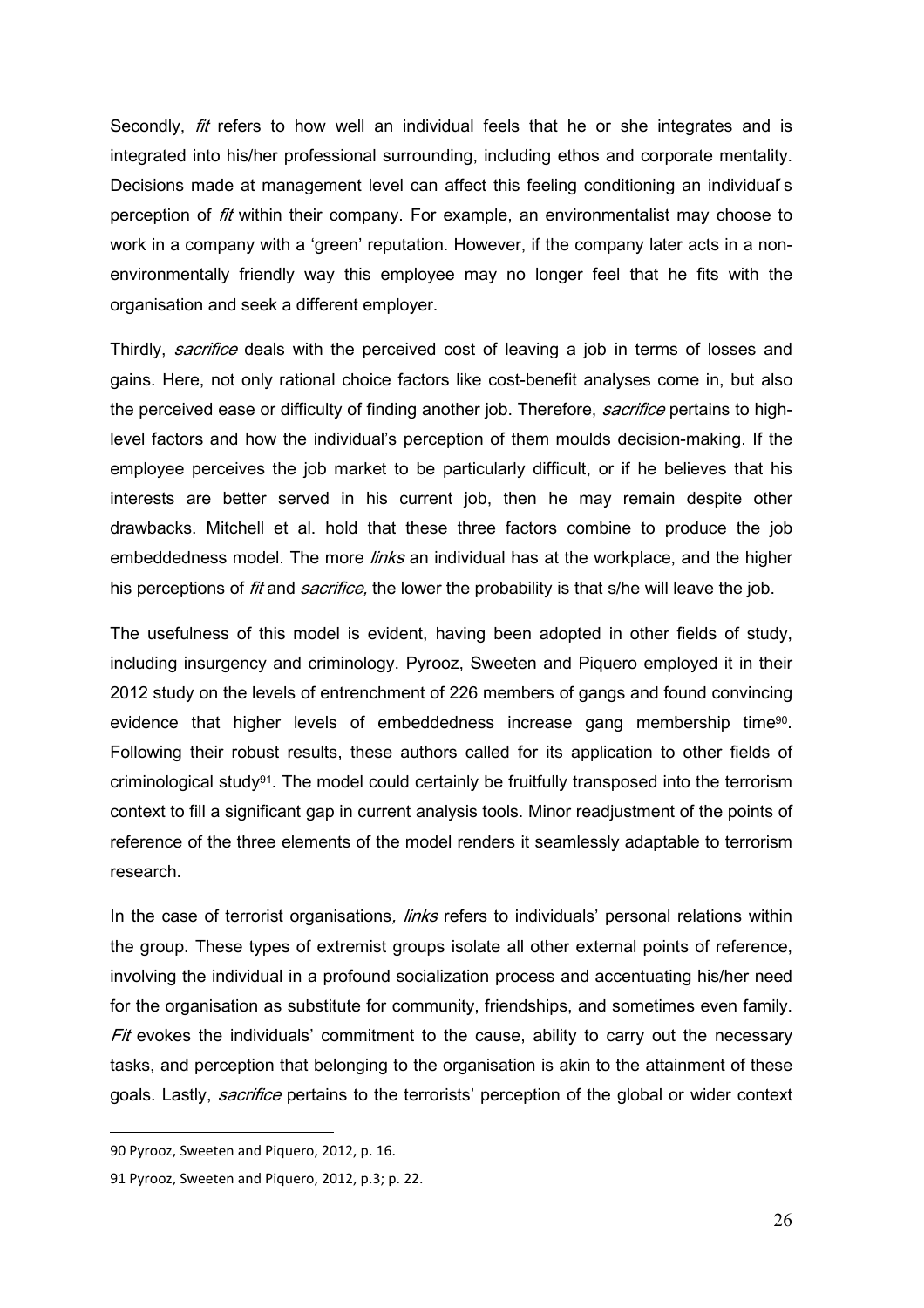Secondly, *fit* refers to how well an individual feels that he or she integrates and is integrated into his/her professional surrounding, including ethos and corporate mentality. Decisions made at management level can affect this feeling conditioning an individual's perception of *fit* within their company. For example, an environmentalist may choose to work in a company with a 'green' reputation. However, if the company later acts in a non-environmentally friendly way this employee may no longer feel that he fits with the organisation and seek a different employer.

Thirdly, *sacrifice* deals with the perceived cost of leaving a job in terms of losses and gains. Here, not only rational choice factors like cost-benefit analyses come in, but also the perceived ease or difficulty of finding another job. Therefore, *sacrifice* pertains to high-level factors and how the individual's perception of them moulds decision-making. If the employee perceives the job market to be particularly difficult, or if he believes that his interests are better served in his current job, then he may remain despite other drawbacks. Mitchell et al. hold that these three factors combine to produce the job embeddedness model. The more *links* an individual has at the workplace, and the higher his perceptions of *fit* and *sacrifice*, the lower the probability is that s/he will leave the job.

The usefulness of this model is evident, having been adopted in other fields of study, including insurgency and criminology. Pyrooz, Sweeten and Piquero employed it in their 2012 study on the levels of entrenchment of 226 members of gangs and found convincing evidence that higher levels of embeddedness increase gang membership time[90]. Following their robust results, these authors called for its application to other fields of criminological study[91]. The model could certainly be fruitfully transposed into the terrorism context to fill a significant gap in current analysis tools. Minor readjustment of the points of reference of the three elements of the model renders it seamlessly adaptable to terrorism research.

In the case of terrorist organisations, *links* refers to individuals' personal relations within the group. These types of extremist groups isolate all other external points of reference, involving the individual in a profound socialization process and accentuating his/her need for the organisation as substitute for community, friendships, and sometimes even family. *Fit* evokes the individuals' commitment to the cause, ability to carry out the necessary tasks, and perception that belonging to the organisation is akin to the attainment of these goals. Lastly, *sacrifice* pertains to the terrorists' perception of the global or wider context

---

90 Pyrooz, Sweeten and Piquero, 2012, p. 16.

91 Pyrooz, Sweeten and Piquero, 2012, p.3; p. 22.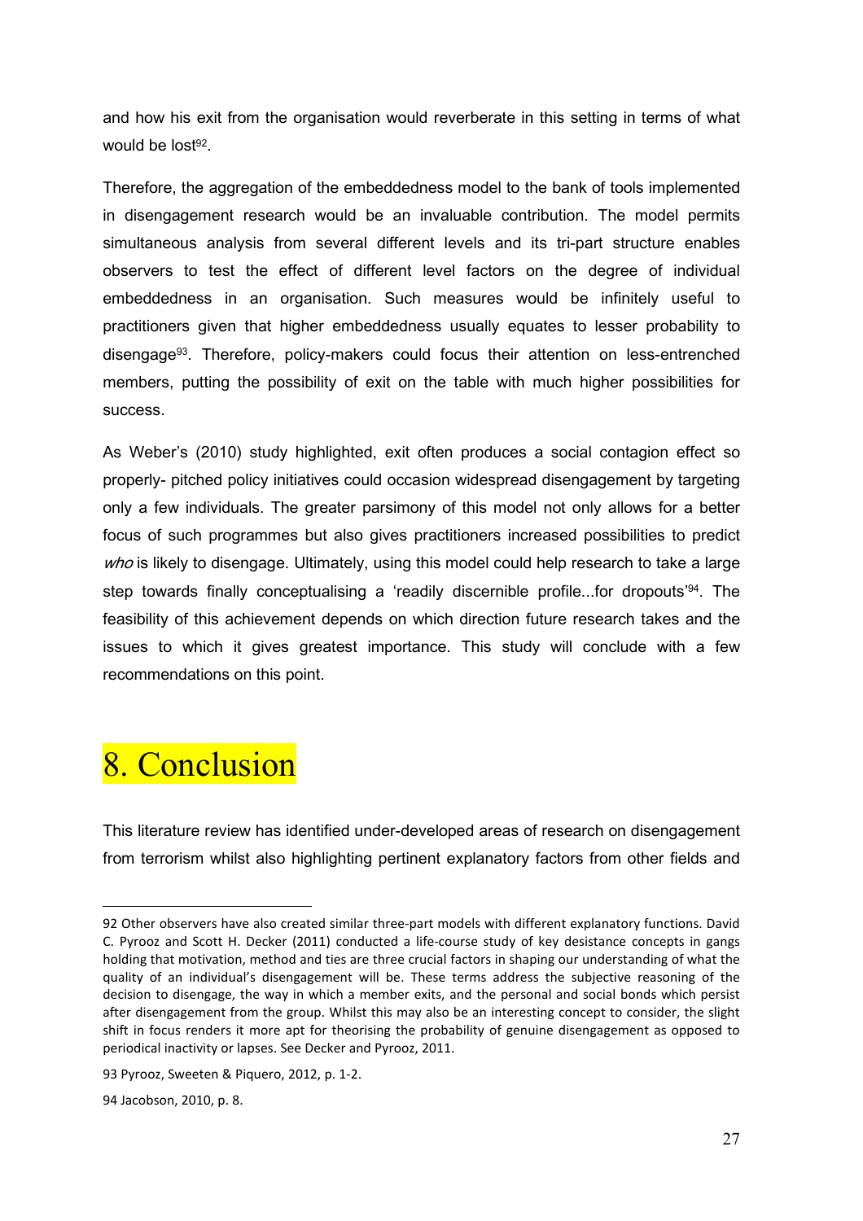and how his exit from the organisation would reverberate in this setting in terms of what would be lost[92].

Therefore, the aggregation of the embeddedness model to the bank of tools implemented in disengagement research would be an invaluable contribution. The model permits simultaneous analysis from several different levels and its tri-part structure enables observers to test the effect of different level factors on the degree of individual embeddedness in an organisation. Such measures would be infinitely useful to practitioners given that higher embeddedness usually equates to lesser probability to disengage[93]. Therefore, policy-makers could focus their attention on less-entrenched members, putting the possibility of exit on the table with much higher possibilities for success.

As Weber's (2010) study highlighted, exit often produces a social contagion effect so properly- pitched policy initiatives could occasion widespread disengagement by targeting only a few individuals. The greater parsimony of this model not only allows for a better focus of such programmes but also gives practitioners increased possibilities to predict *who* is likely to disengage. Ultimately, using this model could help research to take a large step towards finally conceptualising a 'readily discernible profile...for dropouts'[94]. The feasibility of this achievement depends on which direction future research takes and the issues to which it gives greatest importance. This study will conclude with a few recommendations on this point.

# 8. Conclusion

This literature review has identified under-developed areas of research on disengagement from terrorism whilst also highlighting pertinent explanatory factors from other fields and

---

92 Other observers have also created similar three-part models with different explanatory functions. David C. Pyrooz and Scott H. Decker (2011) conducted a life-course study of key desistance concepts in gangs holding that motivation, method and ties are three crucial factors in shaping our understanding of what the quality of an individual's disengagement will be. These terms address the subjective reasoning of the decision to disengage, the way in which a member exits, and the personal and social bonds which persist after disengagement from the group. Whilst this may also be an interesting concept to consider, the slight shift in focus renders it more apt for theorising the probability of genuine disengagement as opposed to periodical inactivity or lapses. See Decker and Pyrooz, 2011.

93 Pyrooz, Sweeten & Piquero, 2012, p. 1-2.

94 Jacobson, 2010, p. 8.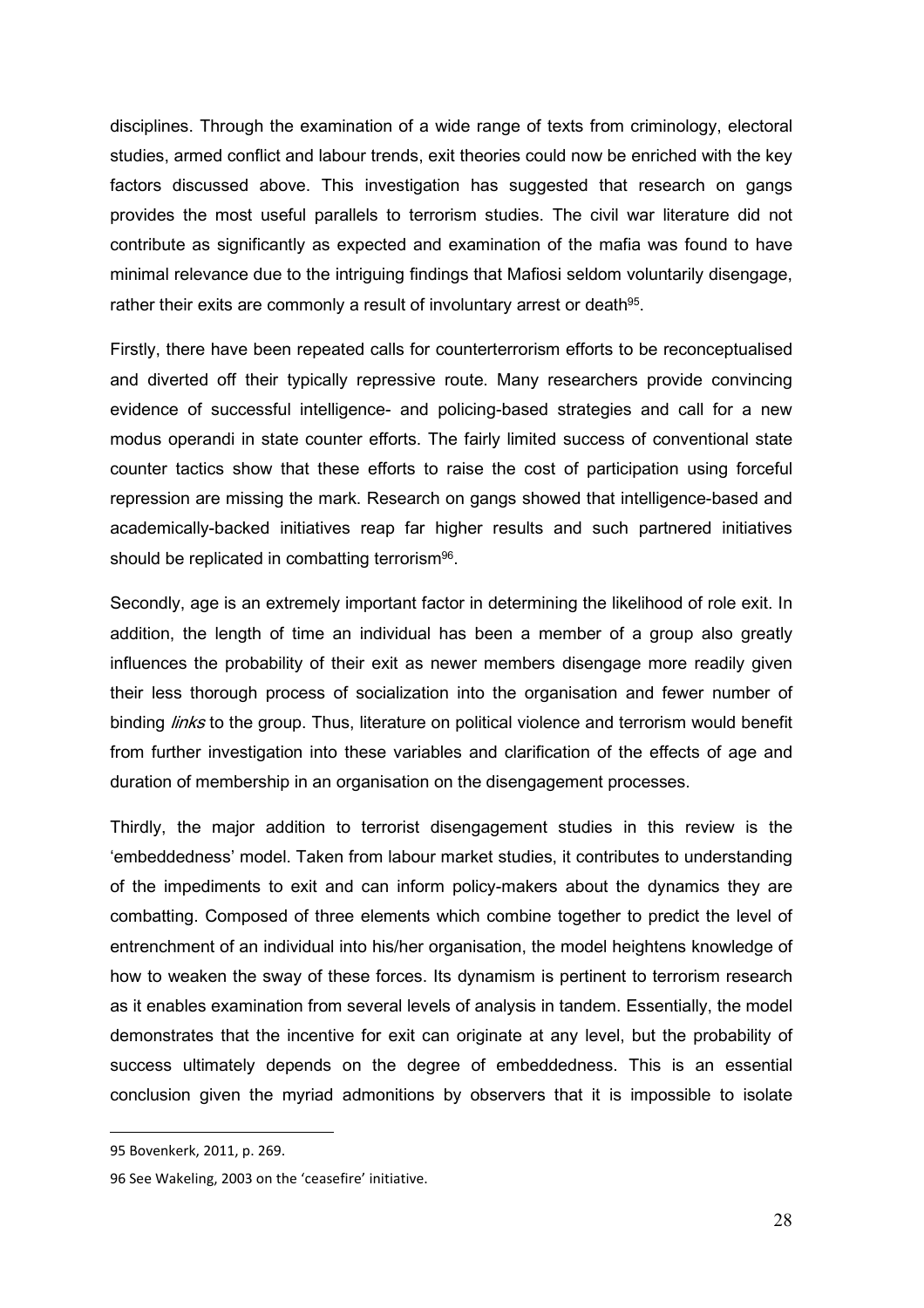disciplines. Through the examination of a wide range of texts from criminology, electoral studies, armed conflict and labour trends, exit theories could now be enriched with the key factors discussed above. This investigation has suggested that research on gangs provides the most useful parallels to terrorism studies. The civil war literature did not contribute as significantly as expected and examination of the mafia was found to have minimal relevance due to the intriguing findings that Mafiosi seldom voluntarily disengage, rather their exits are commonly a result of involuntary arrest or death[95].

Firstly, there have been repeated calls for counterterrorism efforts to be reconceptualised and diverted off their typically repressive route. Many researchers provide convincing evidence of successful intelligence- and policing-based strategies and call for a new modus operandi in state counter efforts. The fairly limited success of conventional state counter tactics show that these efforts to raise the cost of participation using forceful repression are missing the mark. Research on gangs showed that intelligence-based and academically-backed initiatives reap far higher results and such partnered initiatives should be replicated in combatting terrorism[96].

Secondly, age is an extremely important factor in determining the likelihood of role exit. In addition, the length of time an individual has been a member of a group also greatly influences the probability of their exit as newer members disengage more readily given their less thorough process of socialization into the organisation and fewer number of binding *links* to the group. Thus, literature on political violence and terrorism would benefit from further investigation into these variables and clarification of the effects of age and duration of membership in an organisation on the disengagement processes.

Thirdly, the major addition to terrorist disengagement studies in this review is the 'embeddedness' model. Taken from labour market studies, it contributes to understanding of the impediments to exit and can inform policy-makers about the dynamics they are combatting. Composed of three elements which combine together to predict the level of entrenchment of an individual into his/her organisation, the model heightens knowledge of how to weaken the sway of these forces. Its dynamism is pertinent to terrorism research as it enables examination from several levels of analysis in tandem. Essentially, the model demonstrates that the incentive for exit can originate at any level, but the probability of success ultimately depends on the degree of embeddedness. This is an essential conclusion given the myriad admonitions by observers that it is impossible to isolate

---

95 Bovenkerk, 2011, p. 269.

96 See Wakeling, 2003 on the 'ceasefire' initiative.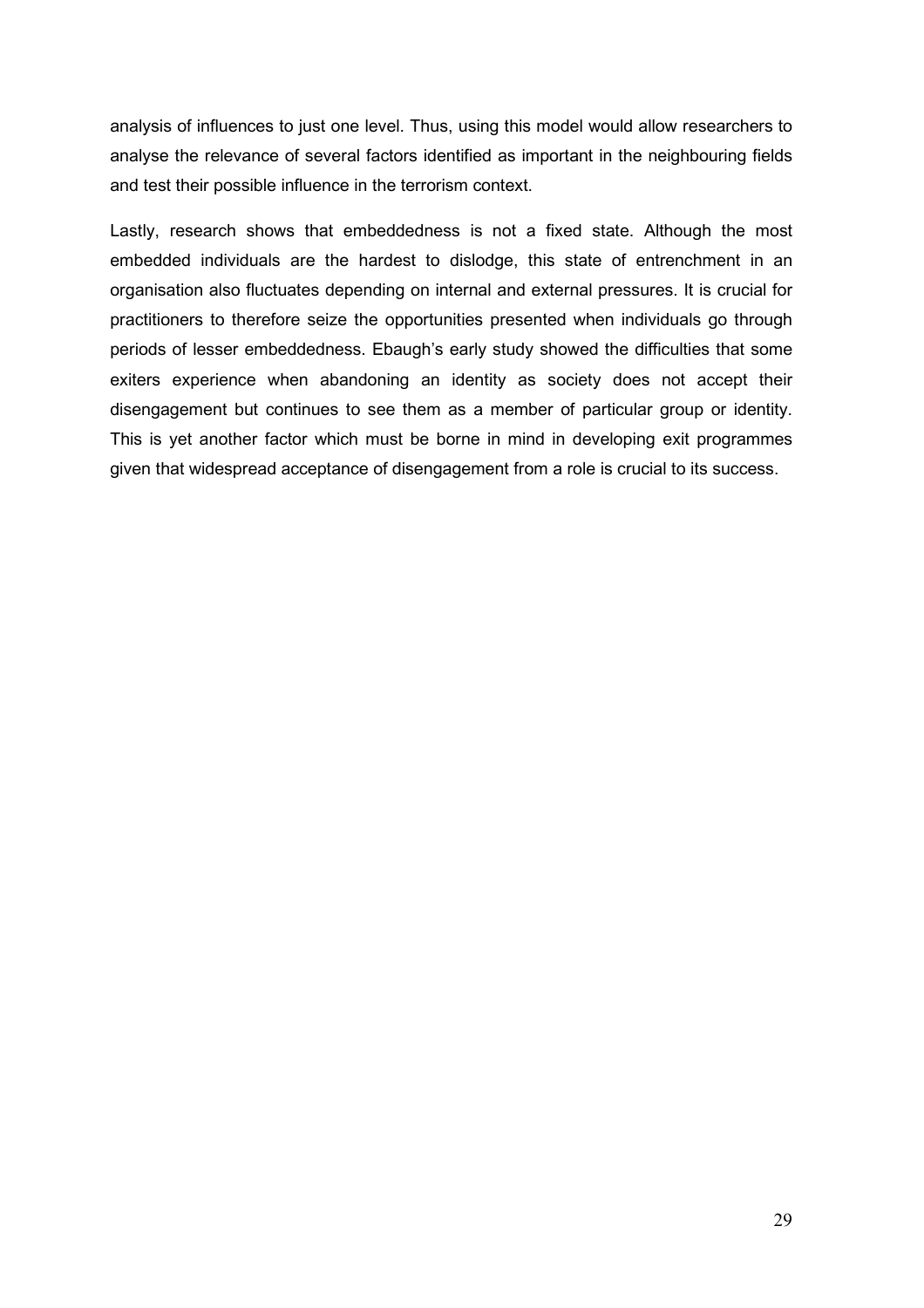analysis of influences to just one level. Thus, using this model would allow researchers to analyse the relevance of several factors identified as important in the neighbouring fields and test their possible influence in the terrorism context.

Lastly, research shows that embeddedness is not a fixed state. Although the most embedded individuals are the hardest to dislodge, this state of entrenchment in an organisation also fluctuates depending on internal and external pressures. It is crucial for practitioners to therefore seize the opportunities presented when individuals go through periods of lesser embeddedness. Ebaugh's early study showed the difficulties that some exiters experience when abandoning an identity as society does not accept their disengagement but continues to see them as a member of particular group or identity. This is yet another factor which must be borne in mind in developing exit programmes given that widespread acceptance of disengagement from a role is crucial to its success.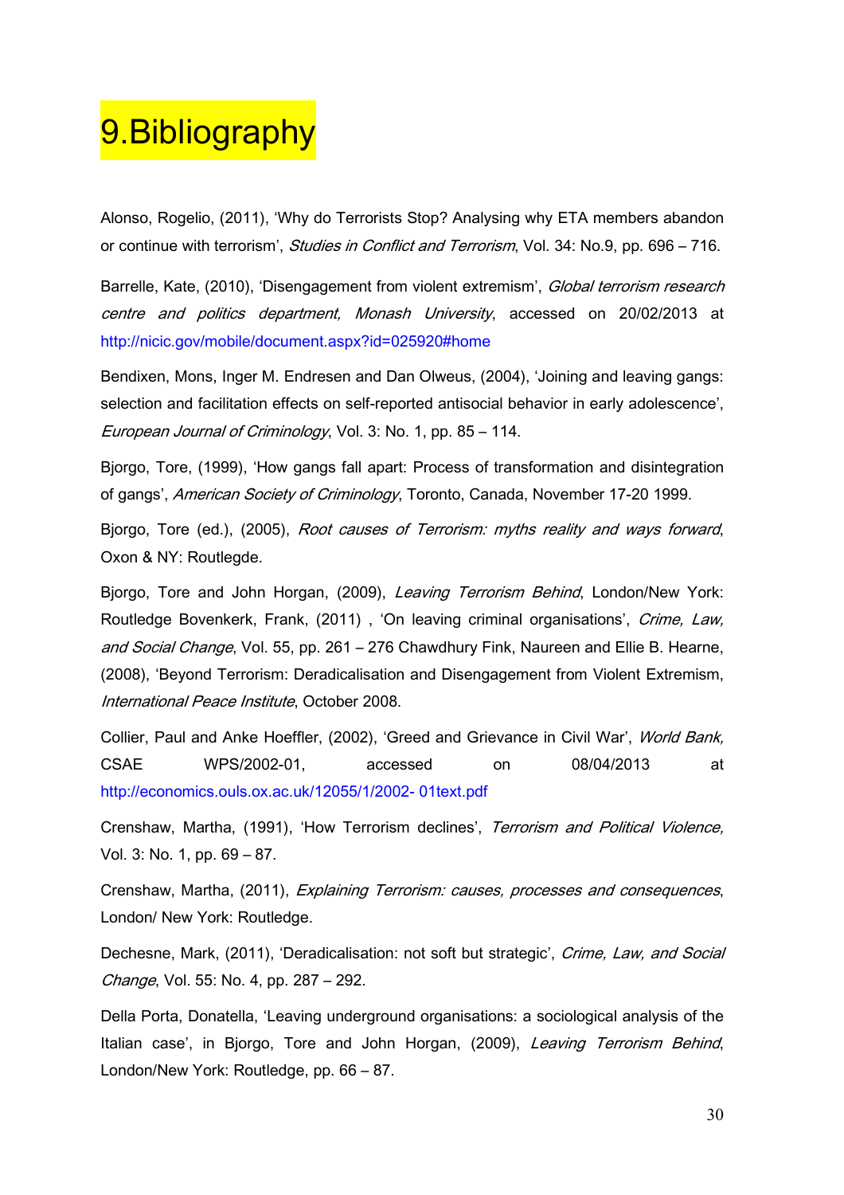# 9.Bibliography

Alonso, Rogelio, (2011), 'Why do Terrorists Stop? Analysing why ETA members abandon or continue with terrorism', *Studies in Conflict and Terrorism*, Vol. 34: No.9, pp. 696 – 716.

Barrelle, Kate, (2010), 'Disengagement from violent extremism', *Global terrorism research centre and politics department, Monash University*, accessed on 20/02/2013 at http://nicic.gov/mobile/document.aspx?id=025920#home

Bendixen, Mons, Inger M. Endresen and Dan Olweus, (2004), 'Joining and leaving gangs: selection and facilitation effects on self-reported antisocial behavior in early adolescence', *European Journal of Criminology*, Vol. 3: No. 1, pp. 85 – 114.

Bjorgo, Tore, (1999), 'How gangs fall apart: Process of transformation and disintegration of gangs', *American Society of Criminology*, Toronto, Canada, November 17-20 1999.

Bjorgo, Tore (ed.), (2005), *Root causes of Terrorism: myths reality and ways forward*, Oxon & NY: Routlegde.

Bjorgo, Tore and John Horgan, (2009), *Leaving Terrorism Behind*, London/New York: Routledge Bovenkerk, Frank, (2011) , 'On leaving criminal organisations', *Crime, Law, and Social Change*, Vol. 55, pp. 261 – 276 Chawdhury Fink, Naureen and Ellie B. Hearne, (2008), 'Beyond Terrorism: Deradicalisation and Disengagement from Violent Extremism, *International Peace Institute*, October 2008.

Collier, Paul and Anke Hoeffler, (2002), 'Greed and Grievance in Civil War', *World Bank,* CSAE WPS/2002-01, accessed on 08/04/2013 at http://economics.ouls.ox.ac.uk/12055/1/2002- 01text.pdf

Crenshaw, Martha, (1991), 'How Terrorism declines', *Terrorism and Political Violence,* Vol. 3: No. 1, pp. 69 – 87.

Crenshaw, Martha, (2011), *Explaining Terrorism: causes, processes and consequences*, London/ New York: Routledge.

Dechesne, Mark, (2011), 'Deradicalisation: not soft but strategic', *Crime, Law, and Social Change*, Vol. 55: No. 4, pp. 287 – 292.

Della Porta, Donatella, 'Leaving underground organisations: a sociological analysis of the Italian case', in Bjorgo, Tore and John Horgan, (2009), *Leaving Terrorism Behind*, London/New York: Routledge, pp. 66 – 87.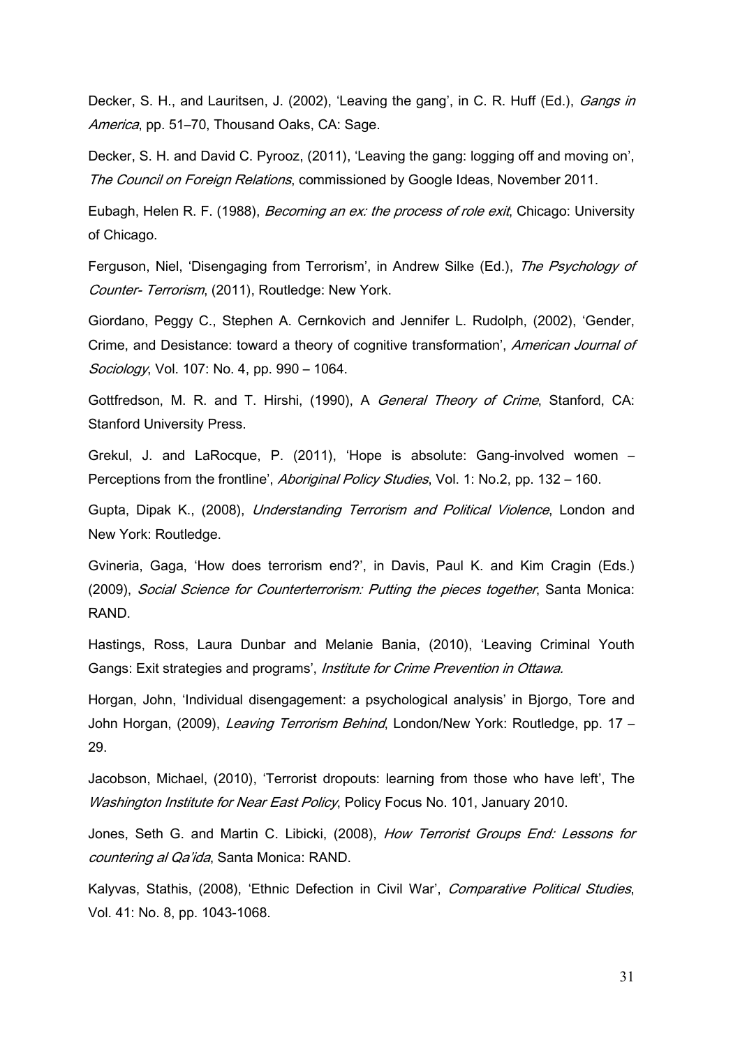Decker, S. H., and Lauritsen, J. (2002), 'Leaving the gang', in C. R. Huff (Ed.), *Gangs in America*, pp. 51–70, Thousand Oaks, CA: Sage.

Decker, S. H. and David C. Pyrooz, (2011), 'Leaving the gang: logging off and moving on', *The Council on Foreign Relations*, commissioned by Google Ideas, November 2011.

Eubagh, Helen R. F. (1988), *Becoming an ex: the process of role exit*, Chicago: University of Chicago.

Ferguson, Niel, 'Disengaging from Terrorism', in Andrew Silke (Ed.), *The Psychology of Counter- Terrorism*, (2011), Routledge: New York.

Giordano, Peggy C., Stephen A. Cernkovich and Jennifer L. Rudolph, (2002), 'Gender, Crime, and Desistance: toward a theory of cognitive transformation', *American Journal of Sociology*, Vol. 107: No. 4, pp. 990 – 1064.

Gottfredson, M. R. and T. Hirshi, (1990), A *General Theory of Crime*, Stanford, CA: Stanford University Press.

Grekul, J. and LaRocque, P. (2011), 'Hope is absolute: Gang-involved women – Perceptions from the frontline', *Aboriginal Policy Studies*, Vol. 1: No.2, pp. 132 – 160.

Gupta, Dipak K., (2008), *Understanding Terrorism and Political Violence*, London and New York: Routledge.

Gvineria, Gaga, 'How does terrorism end?', in Davis, Paul K. and Kim Cragin (Eds.) (2009), *Social Science for Counterterrorism: Putting the pieces together*, Santa Monica: RAND.

Hastings, Ross, Laura Dunbar and Melanie Bania, (2010), 'Leaving Criminal Youth Gangs: Exit strategies and programs', *Institute for Crime Prevention in Ottawa.*

Horgan, John, 'Individual disengagement: a psychological analysis' in Bjorgo, Tore and John Horgan, (2009), *Leaving Terrorism Behind*, London/New York: Routledge, pp. 17 – 29.

Jacobson, Michael, (2010), 'Terrorist dropouts: learning from those who have left', The *Washington Institute for Near East Policy*, Policy Focus No. 101, January 2010.

Jones, Seth G. and Martin C. Libicki, (2008), *How Terrorist Groups End: Lessons for countering al Qa'ida*, Santa Monica: RAND.

Kalyvas, Stathis, (2008), 'Ethnic Defection in Civil War', *Comparative Political Studies*, Vol. 41: No. 8, pp. 1043-1068.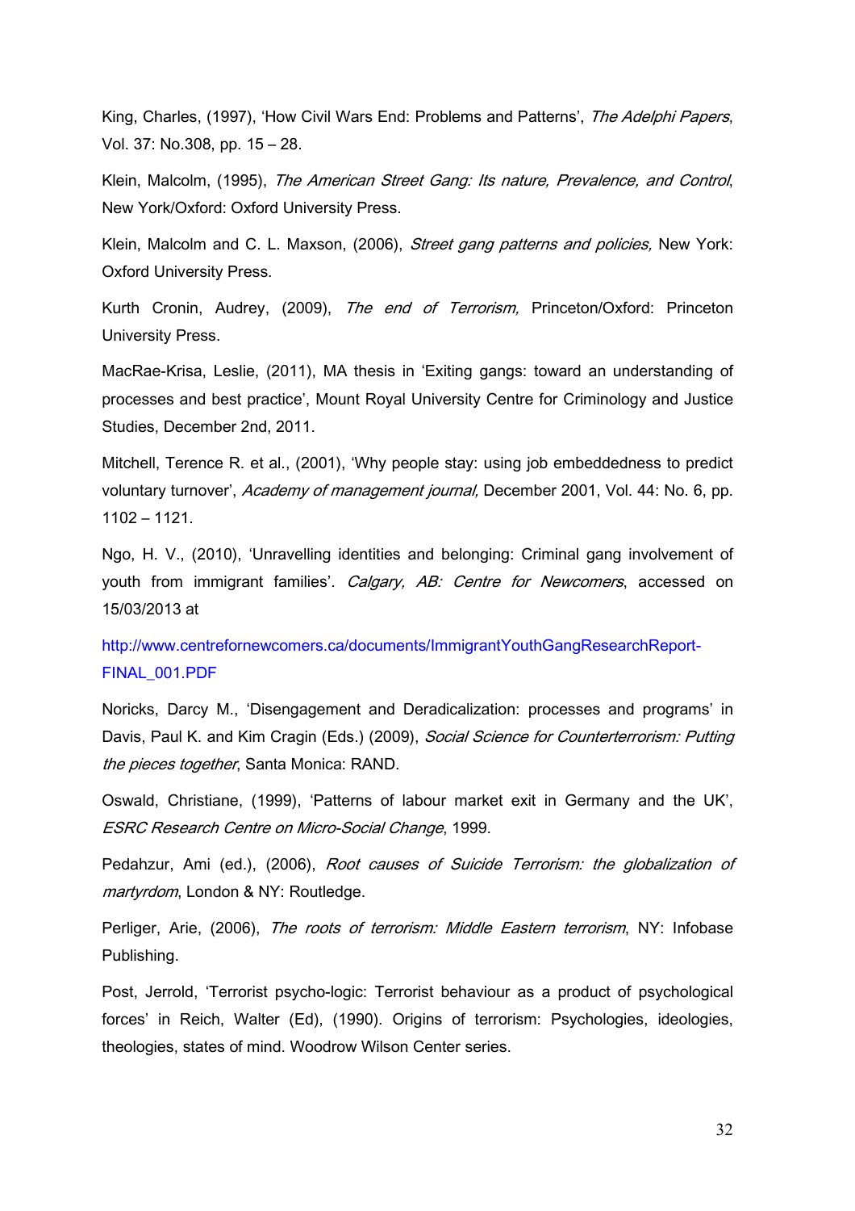King, Charles, (1997), 'How Civil Wars End: Problems and Patterns', *The Adelphi Papers*, Vol. 37: No.308, pp. 15 – 28.

Klein, Malcolm, (1995), *The American Street Gang: Its nature, Prevalence, and Control*, New York/Oxford: Oxford University Press.

Klein, Malcolm and C. L. Maxson, (2006), *Street gang patterns and policies,* New York: Oxford University Press.

Kurth Cronin, Audrey, (2009), *The end of Terrorism,* Princeton/Oxford: Princeton University Press.

MacRae-Krisa, Leslie, (2011), MA thesis in 'Exiting gangs: toward an understanding of processes and best practice', Mount Royal University Centre for Criminology and Justice Studies, December 2nd, 2011.

Mitchell, Terence R. et al., (2001), 'Why people stay: using job embeddedness to predict voluntary turnover', *Academy of management journal,* December 2001, Vol. 44: No. 6, pp. 1102 – 1121.

Ngo, H. V., (2010), 'Unravelling identities and belonging: Criminal gang involvement of youth from immigrant families'*. Calgary, AB: Centre for Newcomers*, accessed on 15/03/2013 at

http://www.centrefornewcomers.ca/documents/ImmigrantYouthGangResearchReport-FINAL_001.PDF

Noricks, Darcy M., 'Disengagement and Deradicalization: processes and programs' in Davis, Paul K. and Kim Cragin (Eds.) (2009), *Social Science for Counterterrorism: Putting the pieces together*, Santa Monica: RAND.

Oswald, Christiane, (1999), 'Patterns of labour market exit in Germany and the UK', *ESRC Research Centre on Micro-Social Change*, 1999.

Pedahzur, Ami (ed.), (2006), *Root causes of Suicide Terrorism: the globalization of martyrdom*, London & NY: Routledge.

Perliger, Arie, (2006), *The roots of terrorism: Middle Eastern terrorism*, NY: Infobase Publishing.

Post, Jerrold, 'Terrorist psycho-logic: Terrorist behaviour as a product of psychological forces' in Reich, Walter (Ed), (1990). Origins of terrorism: Psychologies, ideologies, theologies, states of mind. Woodrow Wilson Center series.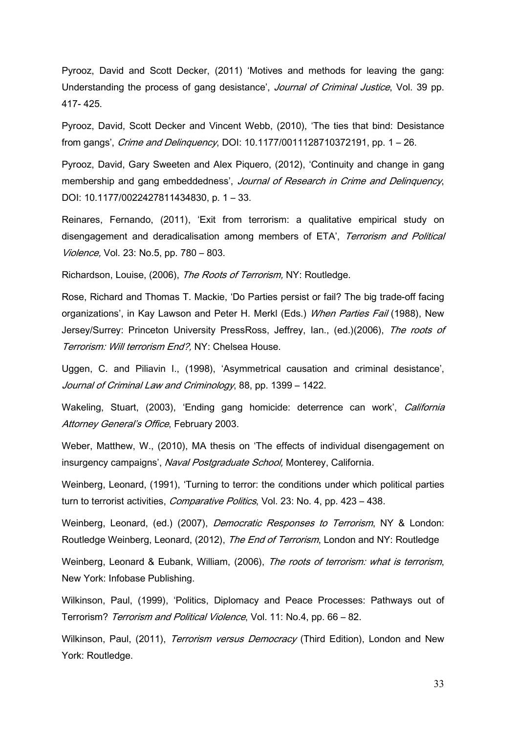Pyrooz, David and Scott Decker, (2011) 'Motives and methods for leaving the gang: Understanding the process of gang desistance', *Journal of Criminal Justice*, Vol. 39 pp. 417- 425.

Pyrooz, David, Scott Decker and Vincent Webb, (2010), 'The ties that bind: Desistance from gangs', *Crime and Delinquency*, DOI: 10.1177/0011128710372191, pp. 1 – 26.

Pyrooz, David, Gary Sweeten and Alex Piquero, (2012), 'Continuity and change in gang membership and gang embeddedness', *Journal of Research in Crime and Delinquency*, DOI: 10.1177/0022427811434830, p. 1 – 33.

Reinares, Fernando, (2011), 'Exit from terrorism: a qualitative empirical study on disengagement and deradicalisation among members of ETA', *Terrorism and Political Violence,* Vol. 23: No.5, pp. 780 – 803.

Richardson, Louise, (2006), *The Roots of Terrorism,* NY: Routledge.

Rose, Richard and Thomas T. Mackie, 'Do Parties persist or fail? The big trade-off facing organizations', in Kay Lawson and Peter H. Merkl (Eds.) *When Parties Fail* (1988), New Jersey/Surrey: Princeton University PressRoss, Jeffrey, Ian., (ed.)(2006), *The roots of Terrorism: Will terrorism End?,* NY: Chelsea House.

Uggen, C. and Piliavin I., (1998), 'Asymmetrical causation and criminal desistance', *Journal of Criminal Law and Criminology*, 88, pp. 1399 – 1422.

Wakeling, Stuart, (2003), 'Ending gang homicide: deterrence can work', *California Attorney General's Office*, February 2003.

Weber, Matthew, W., (2010), MA thesis on 'The effects of individual disengagement on insurgency campaigns', *Naval Postgraduate School,* Monterey, California.

Weinberg, Leonard, (1991), 'Turning to terror: the conditions under which political parties turn to terrorist activities, *Comparative Politics*, Vol. 23: No. 4, pp. 423 – 438.

Weinberg, Leonard, (ed.) (2007), *Democratic Responses to Terrorism*, NY & London: Routledge Weinberg, Leonard, (2012), *The End of Terrorism*, London and NY: Routledge

Weinberg, Leonard & Eubank, William, (2006), *The roots of terrorism: what is terrorism*, New York: Infobase Publishing.

Wilkinson, Paul, (1999), 'Politics, Diplomacy and Peace Processes: Pathways out of Terrorism? *Terrorism and Political Violence*, Vol. 11: No.4, pp. 66 – 82.

Wilkinson, Paul, (2011), *Terrorism versus Democracy* (Third Edition), London and New York: Routledge.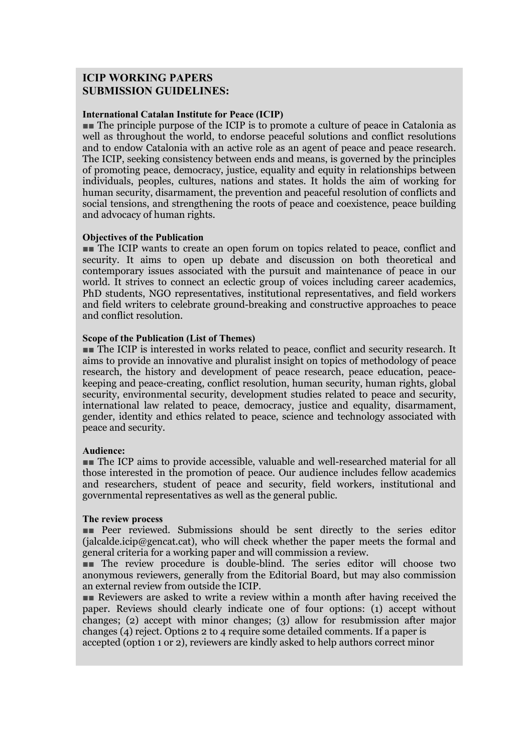# ICIP WORKING PAPERS SUBMISSION GUIDELINES:

### International Catalan Institute for Peace (ICIP)

■■ The principle purpose of the ICIP is to promote a culture of peace in Catalonia as well as throughout the world, to endorse peaceful solutions and conflict resolutions and to endow Catalonia with an active role as an agent of peace and peace research. The ICIP, seeking consistency between ends and means, is governed by the principles of promoting peace, democracy, justice, equality and equity in relationships between individuals, peoples, cultures, nations and states. It holds the aim of working for human security, disarmament, the prevention and peaceful resolution of conflicts and social tensions, and strengthening the roots of peace and coexistence, peace building and advocacy of human rights.

### Objectives of the Publication

■■ The ICIP wants to create an open forum on topics related to peace, conflict and security. It aims to open up debate and discussion on both theoretical and contemporary issues associated with the pursuit and maintenance of peace in our world. It strives to connect an eclectic group of voices including career academics, PhD students, NGO representatives, institutional representatives, and field workers and field writers to celebrate ground-breaking and constructive approaches to peace and conflict resolution.

### Scope of the Publication (List of Themes)

■■ The ICIP is interested in works related to peace, conflict and security research. It aims to provide an innovative and pluralist insight on topics of methodology of peace research, the history and development of peace research, peace education, peace-keeping and peace-creating, conflict resolution, human security, human rights, global security, environmental security, development studies related to peace and security, international law related to peace, democracy, justice and equality, disarmament, gender, identity and ethics related to peace, science and technology associated with peace and security.

### Audience:

■■ The ICP aims to provide accessible, valuable and well-researched material for all those interested in the promotion of peace. Our audience includes fellow academics and researchers, student of peace and security, field workers, institutional and governmental representatives as well as the general public.

### The review process

■■ Peer reviewed. Submissions should be sent directly to the series editor (jalcalde.icip@gencat.cat), who will check whether the paper meets the formal and general criteria for a working paper and will commission a review.

■■ The review procedure is double-blind. The series editor will choose two anonymous reviewers, generally from the Editorial Board, but may also commission an external review from outside the ICIP.

■■ Reviewers are asked to write a review within a month after having received the paper. Reviews should clearly indicate one of four options: (1) accept without changes; (2) accept with minor changes; (3) allow for resubmission after major changes (4) reject. Options 2 to 4 require some detailed comments. If a paper is accepted (option 1 or 2), reviewers are kindly asked to help authors correct minor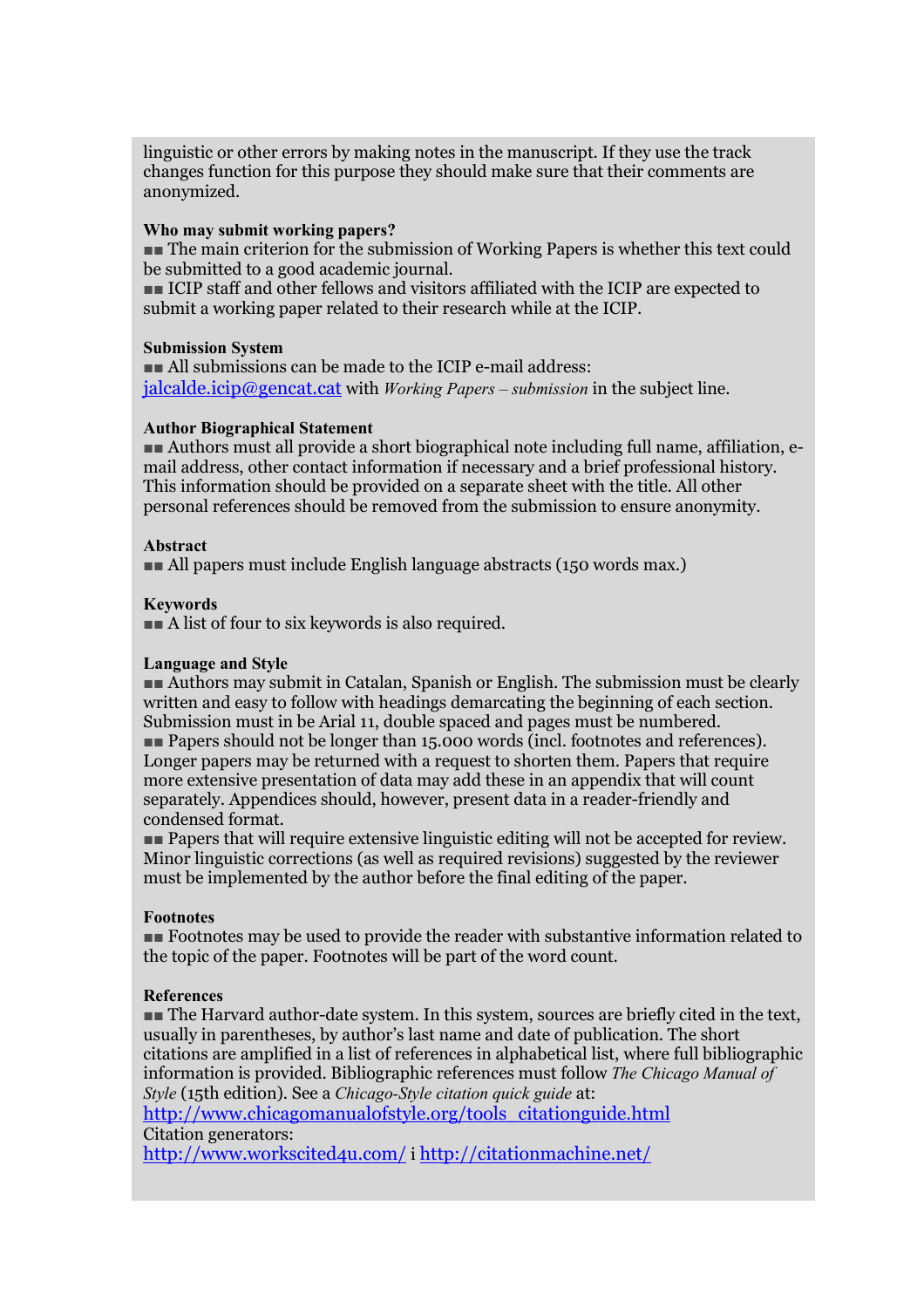linguistic or other errors by making notes in the manuscript. If they use the track changes function for this purpose they should make sure that their comments are anonymized.

**Who may submit working papers?**

■■ The main criterion for the submission of Working Papers is whether this text could be submitted to a good academic journal.

■■ ICIP staff and other fellows and visitors affiliated with the ICIP are expected to submit a working paper related to their research while at the ICIP.

**Submission System**

■■ All submissions can be made to the ICIP e-mail address: jalcalde.icip@gencat.cat with *Working Papers – submission* in the subject line.

**Author Biographical Statement**

■■ Authors must all provide a short biographical note including full name, affiliation, e-mail address, other contact information if necessary and a brief professional history. This information should be provided on a separate sheet with the title. All other personal references should be removed from the submission to ensure anonymity.

**Abstract**

■■ All papers must include English language abstracts (150 words max.)

**Keywords**

■■ A list of four to six keywords is also required.

**Language and Style**

■■ Authors may submit in Catalan, Spanish or English. The submission must be clearly written and easy to follow with headings demarcating the beginning of each section. Submission must in be Arial 11, double spaced and pages must be numbered.

■■ Papers should not be longer than 15.000 words (incl. footnotes and references). Longer papers may be returned with a request to shorten them. Papers that require more extensive presentation of data may add these in an appendix that will count separately. Appendices should, however, present data in a reader-friendly and condensed format.

■■ Papers that will require extensive linguistic editing will not be accepted for review. Minor linguistic corrections (as well as required revisions) suggested by the reviewer must be implemented by the author before the final editing of the paper.

**Footnotes**

■■ Footnotes may be used to provide the reader with substantive information related to the topic of the paper. Footnotes will be part of the word count.

**References**

■■ The Harvard author-date system. In this system, sources are briefly cited in the text, usually in parentheses, by author's last name and date of publication. The short citations are amplified in a list of references in alphabetical list, where full bibliographic information is provided. Bibliographic references must follow *The Chicago Manual of Style* (15th edition). See a *Chicago-Style citation quick guide* at:
http://www.chicagomanualofstyle.org/tools_citationguide.html
Citation generators:
http://www.workscited4u.com/ i http://citationmachine.net/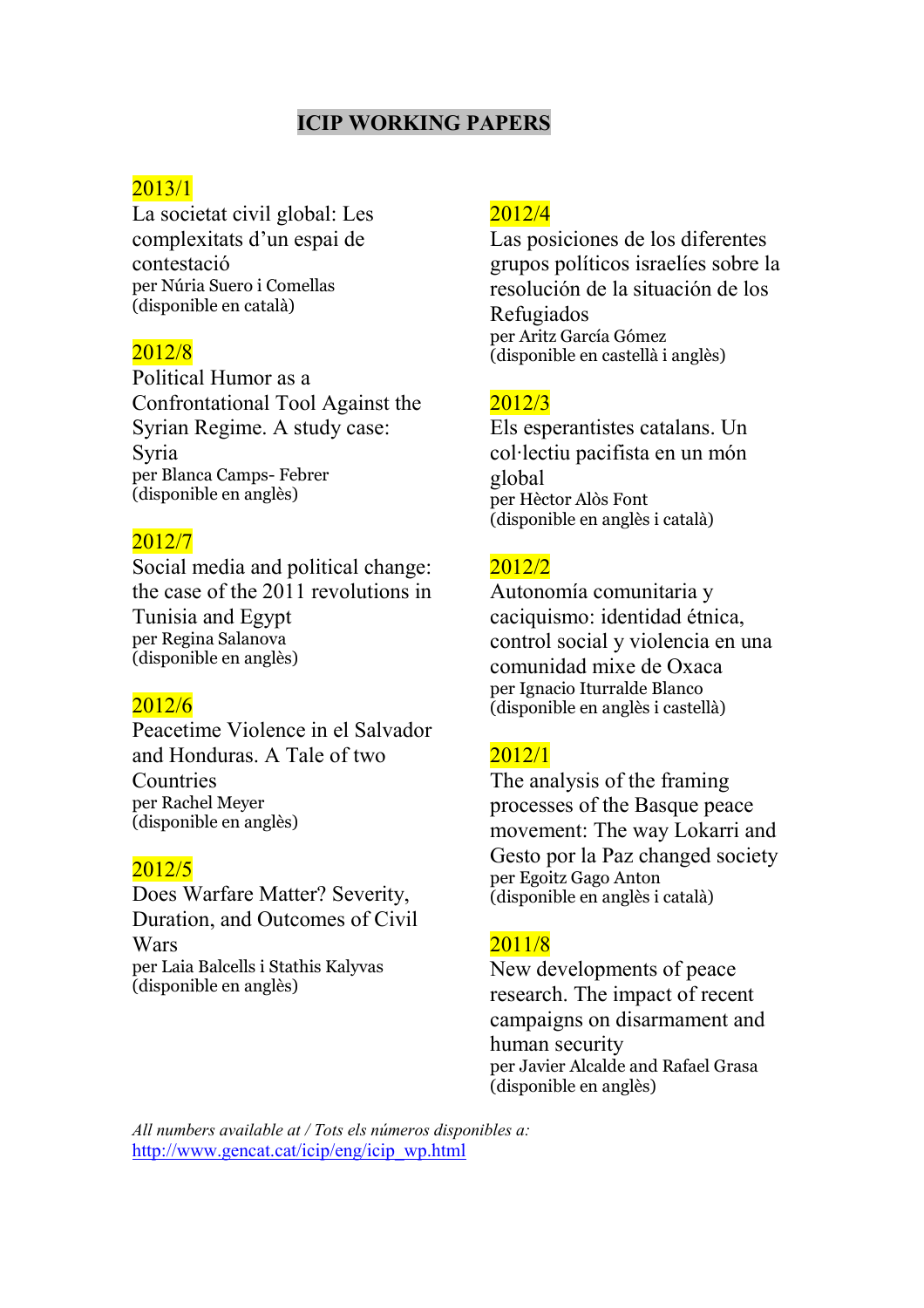# ICIP WORKING PAPERS

**2013/1**
La societat civil global: Les complexitats d'un espai de contestació
per Núria Suero i Comellas
(disponible en català)

**2012/8**
Political Humor as a Confrontational Tool Against the Syrian Regime. A study case: Syria
per Blanca Camps- Febrer
(disponible en anglès)

**2012/7**
Social media and political change: the case of the 2011 revolutions in Tunisia and Egypt
per Regina Salanova
(disponible en anglès)

**2012/6**
Peacetime Violence in el Salvador and Honduras. A Tale of two Countries
per Rachel Meyer
(disponible en anglès)

**2012/5**
Does Warfare Matter? Severity, Duration, and Outcomes of Civil Wars
per Laia Balcells i Stathis Kalyvas
(disponible en anglès)

**2012/4**
Las posiciones de los diferentes grupos políticos israelíes sobre la resolución de la situación de los Refugiados
per Aritz García Gómez
(disponible en castellà i anglès)

**2012/3**
Els esperantistes catalans. Un col·lectiu pacifista en un món global
per Hèctor Alòs Font
(disponible en anglès i català)

**2012/2**
Autonomía comunitaria y caciquismo: identidad étnica, control social y violencia en una comunidad mixe de Oxaca
per Ignacio Iturralde Blanco
(disponible en anglès i castellà)

**2012/1**
The analysis of the framing processes of the Basque peace movement: The way Lokarri and Gesto por la Paz changed society
per Egoitz Gago Anton
(disponible en anglès i català)

**2011/8**
New developments of peace research. The impact of recent campaigns on disarmament and human security
per Javier Alcalde and Rafael Grasa
(disponible en anglès)

*All numbers available at / Tots els números disponibles a:*
http://www.gencat.cat/icip/eng/icip_wp.html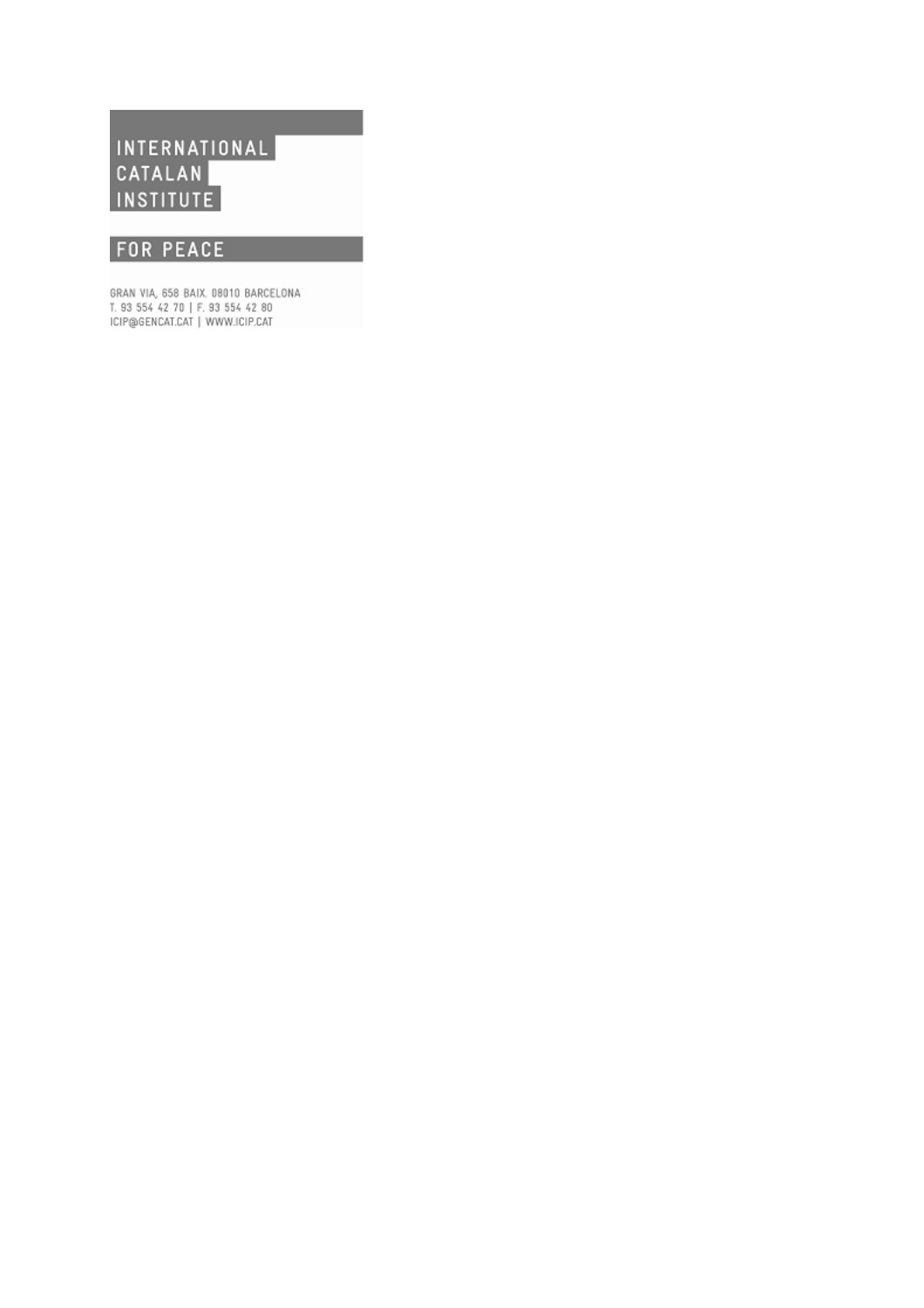INTERNATIONAL
CATALAN
INSTITUTE

FOR PEACE

GRAN VIA, 658 BAIX. 08010 BARCELONA
T. 93 554 42 70 | F. 93 554 42 80
ICIP@GENCAT.CAT | WWW.ICIP.CAT